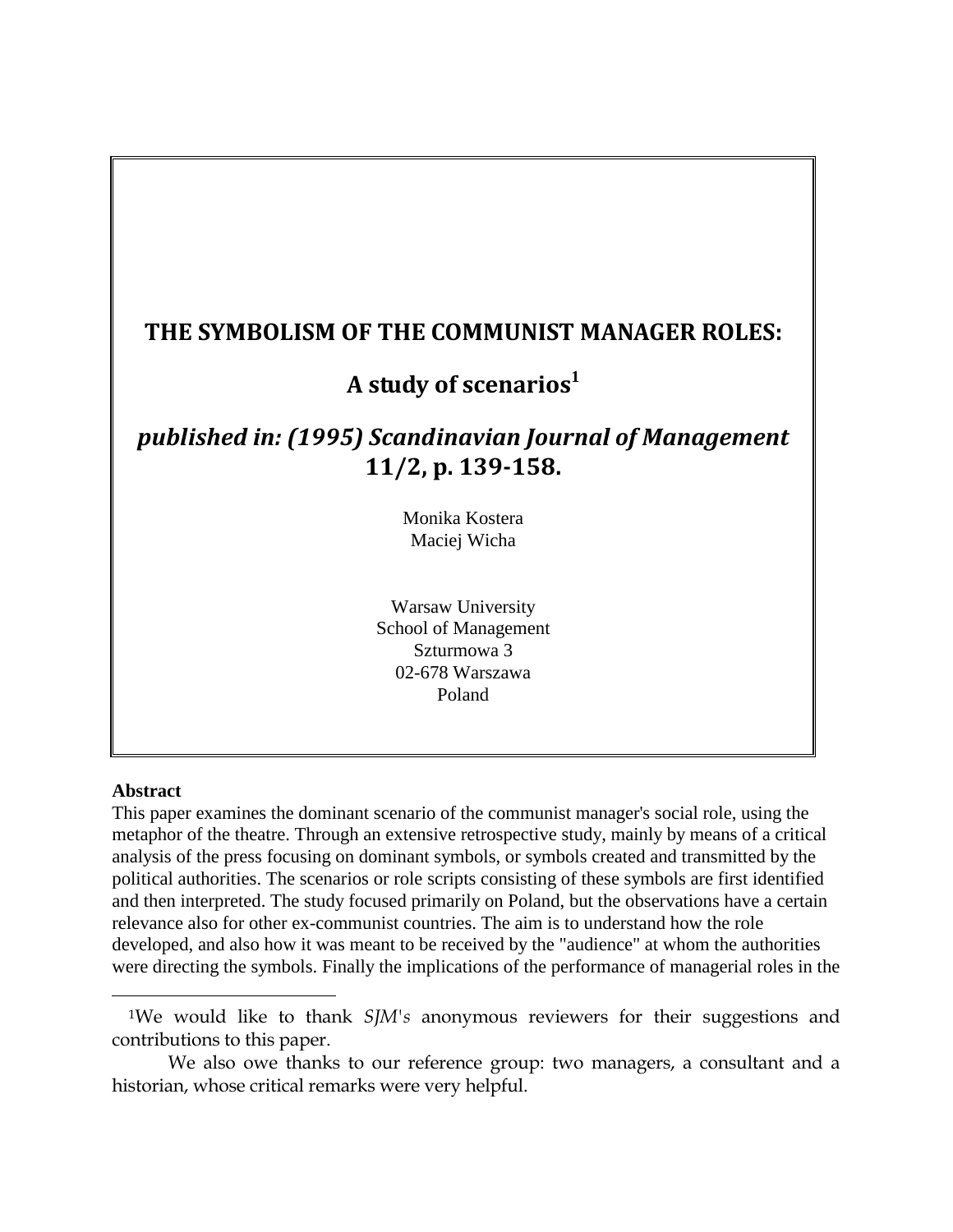# THE SYMBOLISM OF THE COMMUNIST MANAGER ROLES:

## A study of scenarios[1]

### *published in: (1995) Scandinavian Journal of Management* 11/2, p. 139-158.

Monika Kostera
Maciej Wicha

Warsaw University
School of Management
Szturmowa 3
02-678 Warszawa
Poland

**Abstract**

This paper examines the dominant scenario of the communist manager's social role, using the metaphor of the theatre. Through an extensive retrospective study, mainly by means of a critical analysis of the press focusing on dominant symbols, or symbols created and transmitted by the political authorities. The scenarios or role scripts consisting of these symbols are first identified and then interpreted. The study focused primarily on Poland, but the observations have a certain relevance also for other ex-communist countries. The aim is to understand how the role developed, and also how it was meant to be received by the "audience" at whom the authorities were directing the symbols. Finally the implications of the performance of managerial roles in the

---

[1] We would like to thank *SJM's* anonymous reviewers for their suggestions and contributions to this paper.

We also owe thanks to our reference group: two managers, a consultant and a historian, whose critical remarks were very helpful.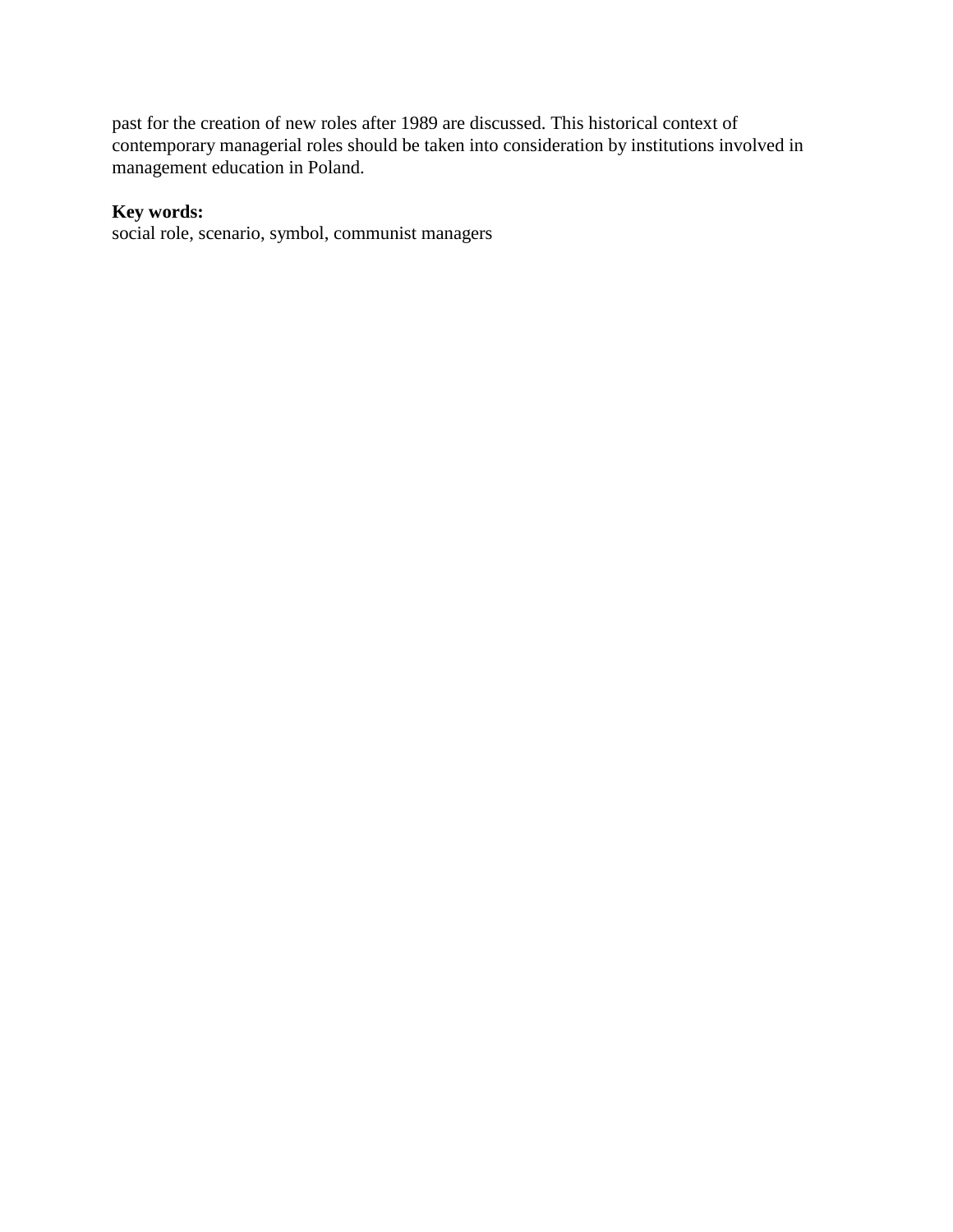past for the creation of new roles after 1989 are discussed. This historical context of contemporary managerial roles should be taken into consideration by institutions involved in management education in Poland.

**Key words:**
social role, scenario, symbol, communist managers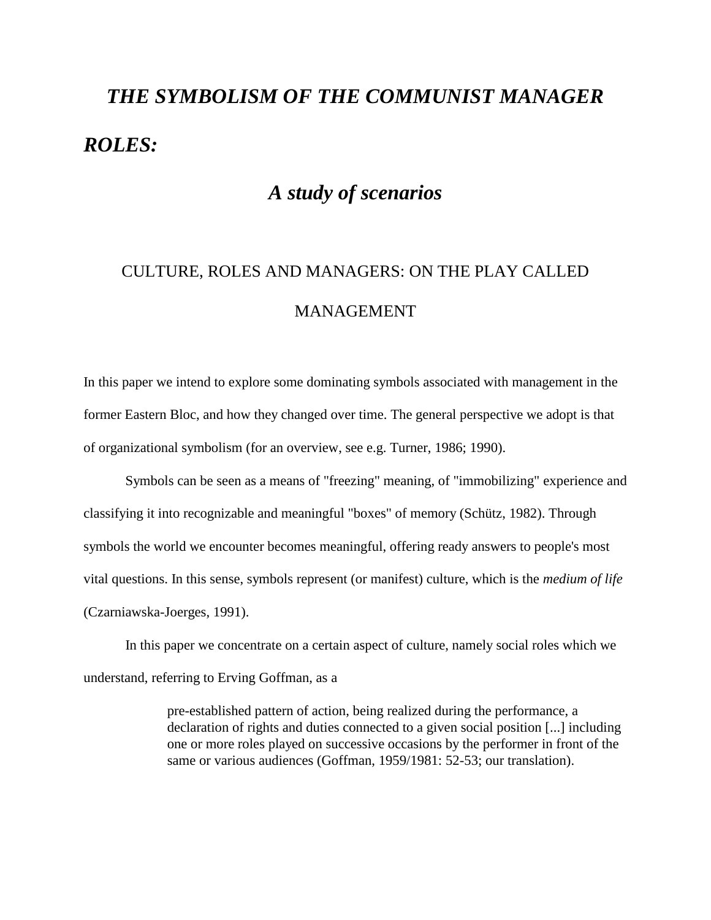# *THE SYMBOLISM OF THE COMMUNIST MANAGER ROLES:*

## *A study of scenarios*

## CULTURE, ROLES AND MANAGERS: ON THE PLAY CALLED MANAGEMENT

In this paper we intend to explore some dominating symbols associated with management in the former Eastern Bloc, and how they changed over time. The general perspective we adopt is that of organizational symbolism (for an overview, see e.g. Turner, 1986; 1990).

Symbols can be seen as a means of "freezing" meaning, of "immobilizing" experience and classifying it into recognizable and meaningful "boxes" of memory (Schütz, 1982). Through symbols the world we encounter becomes meaningful, offering ready answers to people's most vital questions. In this sense, symbols represent (or manifest) culture, which is the *medium of life* (Czarniawska-Joerges, 1991).

In this paper we concentrate on a certain aspect of culture, namely social roles which we understand, referring to Erving Goffman, as a

> pre-established pattern of action, being realized during the performance, a declaration of rights and duties connected to a given social position [...] including one or more roles played on successive occasions by the performer in front of the same or various audiences (Goffman, 1959/1981: 52-53; our translation).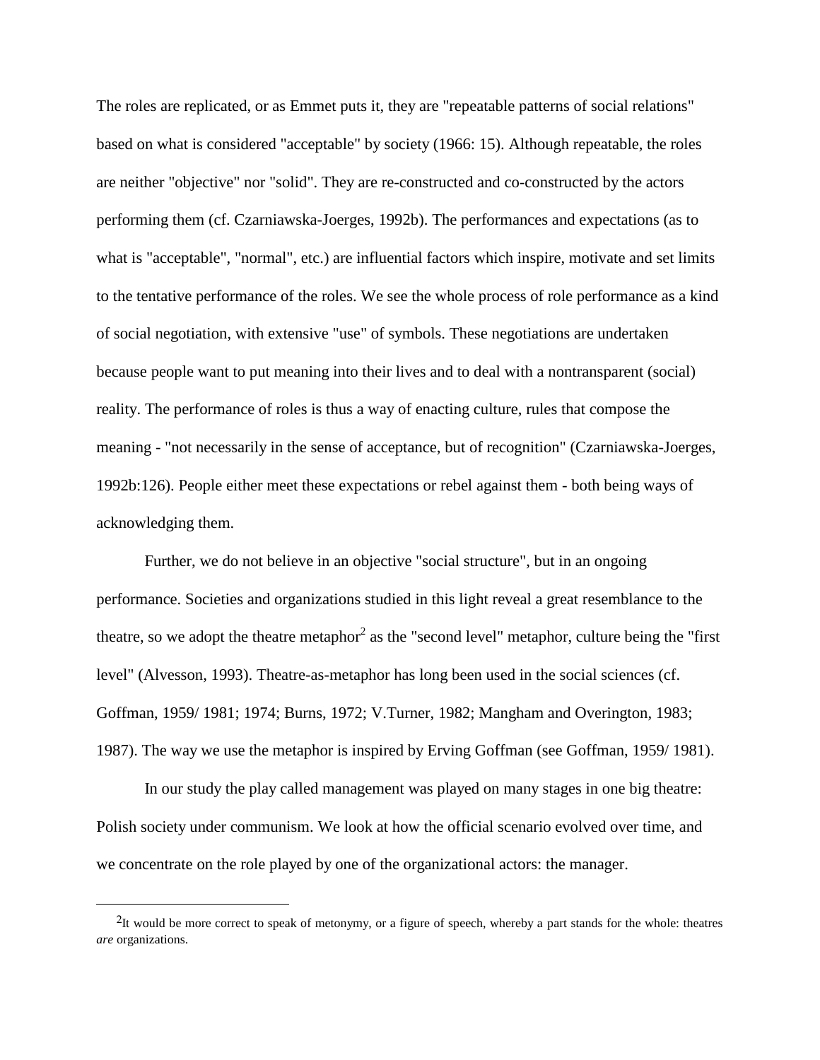The roles are replicated, or as Emmet puts it, they are "repeatable patterns of social relations" based on what is considered "acceptable" by society (1966: 15). Although repeatable, the roles are neither "objective" nor "solid". They are re-constructed and co-constructed by the actors performing them (cf. Czarniawska-Joerges, 1992b). The performances and expectations (as to what is "acceptable", "normal", etc.) are influential factors which inspire, motivate and set limits to the tentative performance of the roles. We see the whole process of role performance as a kind of social negotiation, with extensive "use" of symbols. These negotiations are undertaken because people want to put meaning into their lives and to deal with a nontransparent (social) reality. The performance of roles is thus a way of enacting culture, rules that compose the meaning - "not necessarily in the sense of acceptance, but of recognition" (Czarniawska-Joerges, 1992b:126). People either meet these expectations or rebel against them - both being ways of acknowledging them.

Further, we do not believe in an objective "social structure", but in an ongoing performance. Societies and organizations studied in this light reveal a great resemblance to the theatre, so we adopt the theatre metaphor[2] as the "second level" metaphor, culture being the "first level" (Alvesson, 1993). Theatre-as-metaphor has long been used in the social sciences (cf. Goffman, 1959/ 1981; 1974; Burns, 1972; V.Turner, 1982; Mangham and Overington, 1983; 1987). The way we use the metaphor is inspired by Erving Goffman (see Goffman, 1959/ 1981).

In our study the play called management was played on many stages in one big theatre: Polish society under communism. We look at how the official scenario evolved over time, and we concentrate on the role played by one of the organizational actors: the manager.

---

[2] It would be more correct to speak of metonymy, or a figure of speech, whereby a part stands for the whole: theatres *are* organizations.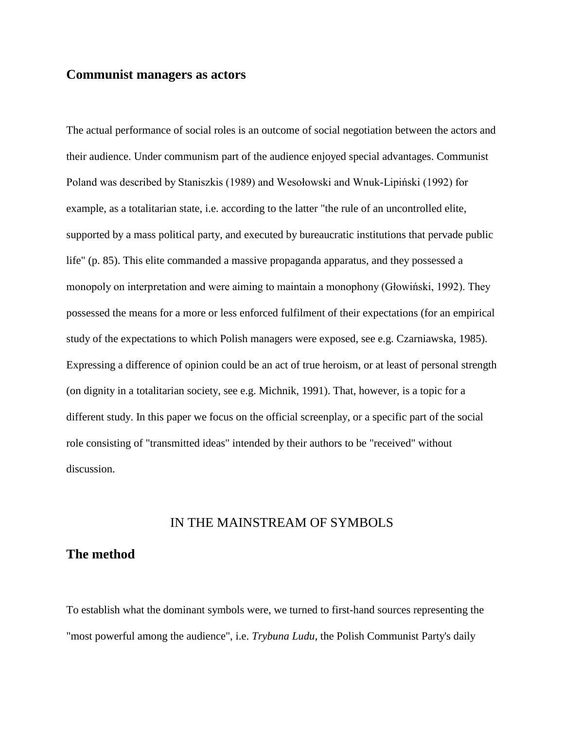## Communist managers as actors

The actual performance of social roles is an outcome of social negotiation between the actors and their audience. Under communism part of the audience enjoyed special advantages. Communist Poland was described by Staniszkis (1989) and Wesołowski and Wnuk-Lipiński (1992) for example, as a totalitarian state, i.e. according to the latter "the rule of an uncontrolled elite, supported by a mass political party, and executed by bureaucratic institutions that pervade public life" (p. 85). This elite commanded a massive propaganda apparatus, and they possessed a monopoly on interpretation and were aiming to maintain a monophony (Głowiński, 1992). They possessed the means for a more or less enforced fulfilment of their expectations (for an empirical study of the expectations to which Polish managers were exposed, see e.g. Czarniawska, 1985). Expressing a difference of opinion could be an act of true heroism, or at least of personal strength (on dignity in a totalitarian society, see e.g. Michnik, 1991). That, however, is a topic for a different study. In this paper we focus on the official screenplay, or a specific part of the social role consisting of "transmitted ideas" intended by their authors to be "received" without discussion.

# IN THE MAINSTREAM OF SYMBOLS

## The method

To establish what the dominant symbols were, we turned to first-hand sources representing the "most powerful among the audience", i.e. *Trybuna Ludu,* the Polish Communist Party's daily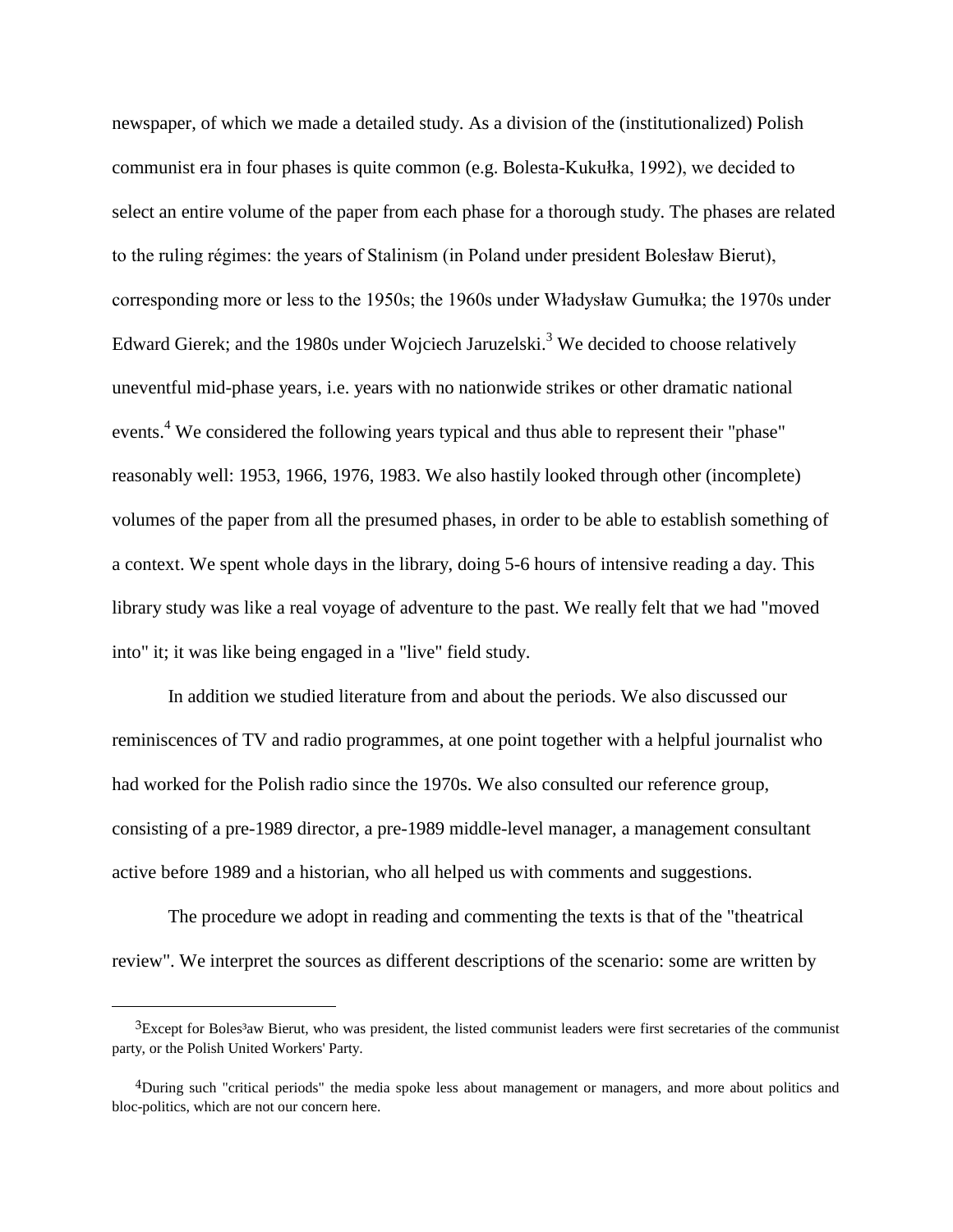newspaper, of which we made a detailed study. As a division of the (institutionalized) Polish communist era in four phases is quite common (e.g. Bolesta-Kukułka, 1992), we decided to select an entire volume of the paper from each phase for a thorough study. The phases are related to the ruling régimes: the years of Stalinism (in Poland under president Bolesław Bierut), corresponding more or less to the 1950s; the 1960s under Władysław Gumułka; the 1970s under Edward Gierek; and the 1980s under Wojciech Jaruzelski.[3] We decided to choose relatively uneventful mid-phase years, i.e. years with no nationwide strikes or other dramatic national events.[4] We considered the following years typical and thus able to represent their "phase" reasonably well: 1953, 1966, 1976, 1983. We also hastily looked through other (incomplete) volumes of the paper from all the presumed phases, in order to be able to establish something of a context. We spent whole days in the library, doing 5-6 hours of intensive reading a day. This library study was like a real voyage of adventure to the past. We really felt that we had "moved into" it; it was like being engaged in a "live" field study.

In addition we studied literature from and about the periods. We also discussed our reminiscences of TV and radio programmes, at one point together with a helpful journalist who had worked for the Polish radio since the 1970s. We also consulted our reference group, consisting of a pre-1989 director, a pre-1989 middle-level manager, a management consultant active before 1989 and a historian, who all helped us with comments and suggestions.

The procedure we adopt in reading and commenting the texts is that of the "theatrical review". We interpret the sources as different descriptions of the scenario: some are written by

---

[3] Except for Boles³aw Bierut, who was president, the listed communist leaders were first secretaries of the communist party, or the Polish United Workers' Party.

[4] During such "critical periods" the media spoke less about management or managers, and more about politics and bloc-politics, which are not our concern here.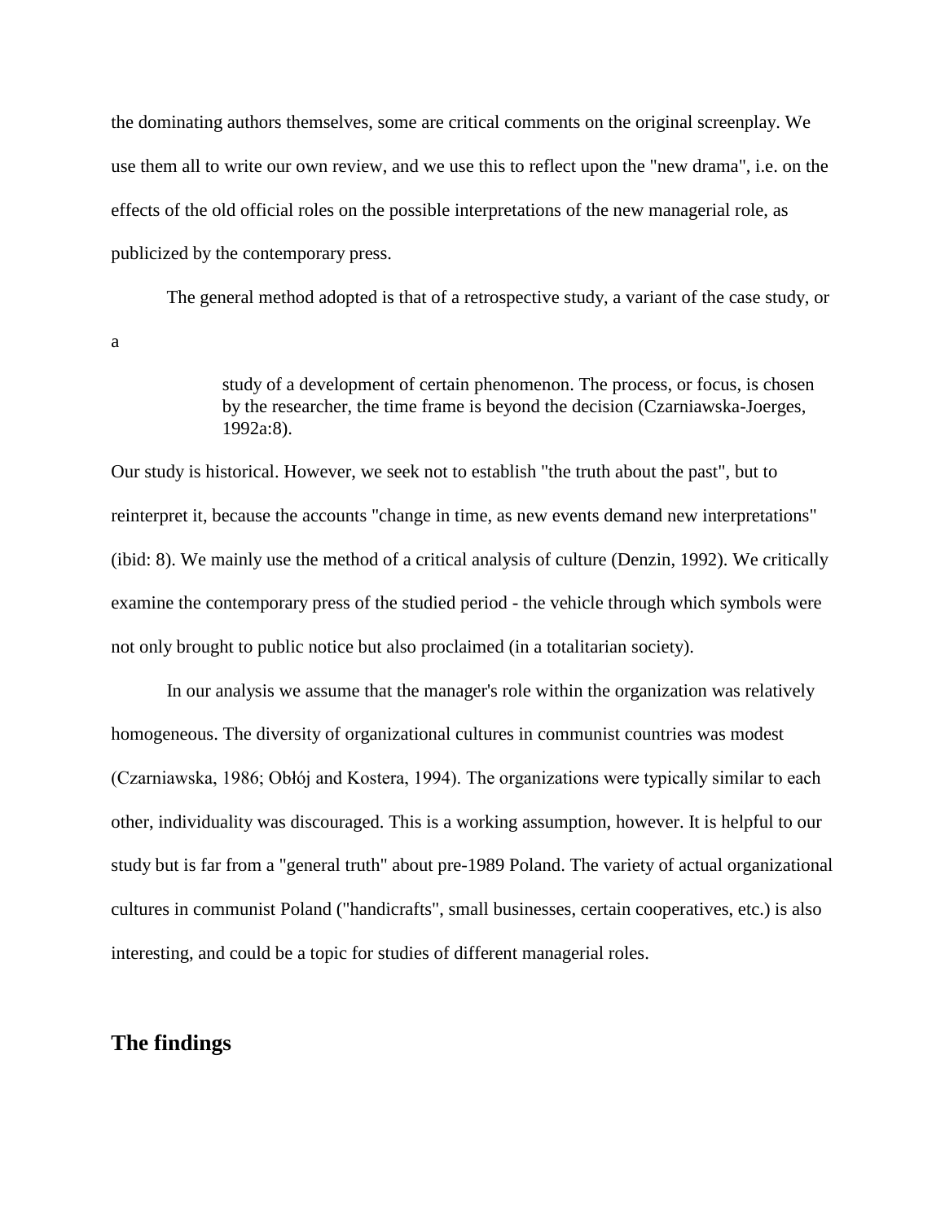the dominating authors themselves, some are critical comments on the original screenplay. We use them all to write our own review, and we use this to reflect upon the "new drama", i.e. on the effects of the old official roles on the possible interpretations of the new managerial role, as publicized by the contemporary press.

The general method adopted is that of a retrospective study, a variant of the case study, or a

> study of a development of certain phenomenon. The process, or focus, is chosen by the researcher, the time frame is beyond the decision (Czarniawska-Joerges, 1992a:8).

Our study is historical. However, we seek not to establish "the truth about the past", but to reinterpret it, because the accounts "change in time, as new events demand new interpretations" (ibid: 8). We mainly use the method of a critical analysis of culture (Denzin, 1992). We critically examine the contemporary press of the studied period - the vehicle through which symbols were not only brought to public notice but also proclaimed (in a totalitarian society).

In our analysis we assume that the manager's role within the organization was relatively homogeneous. The diversity of organizational cultures in communist countries was modest (Czarniawska, 1986; Obłój and Kostera, 1994). The organizations were typically similar to each other, individuality was discouraged. This is a working assumption, however. It is helpful to our study but is far from a "general truth" about pre-1989 Poland. The variety of actual organizational cultures in communist Poland ("handicrafts", small businesses, certain cooperatives, etc.) is also interesting, and could be a topic for studies of different managerial roles.

## The findings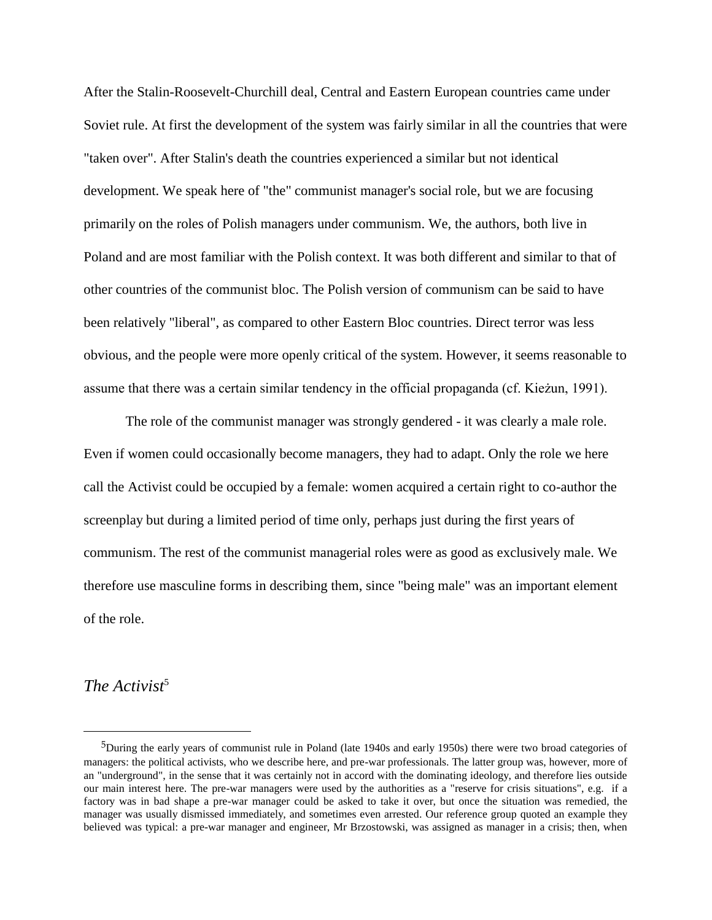After the Stalin-Roosevelt-Churchill deal, Central and Eastern European countries came under Soviet rule. At first the development of the system was fairly similar in all the countries that were "taken over". After Stalin's death the countries experienced a similar but not identical development. We speak here of "the" communist manager's social role, but we are focusing primarily on the roles of Polish managers under communism. We, the authors, both live in Poland and are most familiar with the Polish context. It was both different and similar to that of other countries of the communist bloc. The Polish version of communism can be said to have been relatively "liberal", as compared to other Eastern Bloc countries. Direct terror was less obvious, and the people were more openly critical of the system. However, it seems reasonable to assume that there was a certain similar tendency in the official propaganda (cf. Kieżun, 1991).

The role of the communist manager was strongly gendered - it was clearly a male role. Even if women could occasionally become managers, they had to adapt. Only the role we here call the Activist could be occupied by a female: women acquired a certain right to co-author the screenplay but during a limited period of time only, perhaps just during the first years of communism. The rest of the communist managerial roles were as good as exclusively male. We therefore use masculine forms in describing them, since "being male" was an important element of the role.

## *The Activist*[5]

[5] During the early years of communist rule in Poland (late 1940s and early 1950s) there were two broad categories of managers: the political activists, who we describe here, and pre-war professionals. The latter group was, however, more of an "underground", in the sense that it was certainly not in accord with the dominating ideology, and therefore lies outside our main interest here. The pre-war managers were used by the authorities as a "reserve for crisis situations", e.g. if a factory was in bad shape a pre-war manager could be asked to take it over, but once the situation was remedied, the manager was usually dismissed immediately, and sometimes even arrested. Our reference group quoted an example they believed was typical: a pre-war manager and engineer, Mr Brzostowski, was assigned as manager in a crisis; then, when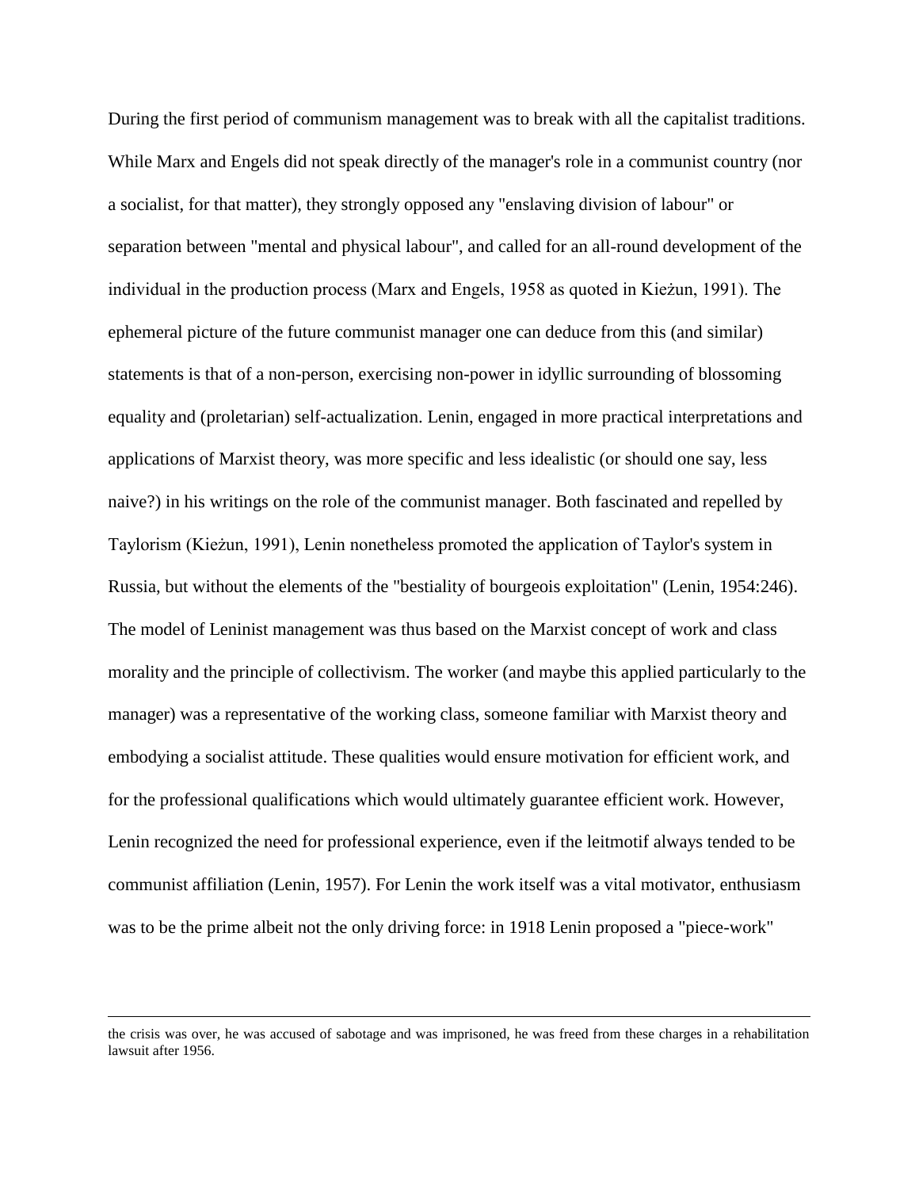During the first period of communism management was to break with all the capitalist traditions. While Marx and Engels did not speak directly of the manager's role in a communist country (nor a socialist, for that matter), they strongly opposed any "enslaving division of labour" or separation between "mental and physical labour", and called for an all-round development of the individual in the production process (Marx and Engels, 1958 as quoted in Kieżun, 1991). The ephemeral picture of the future communist manager one can deduce from this (and similar) statements is that of a non-person, exercising non-power in idyllic surrounding of blossoming equality and (proletarian) self-actualization. Lenin, engaged in more practical interpretations and applications of Marxist theory, was more specific and less idealistic (or should one say, less naive?) in his writings on the role of the communist manager. Both fascinated and repelled by Taylorism (Kieżun, 1991), Lenin nonetheless promoted the application of Taylor's system in Russia, but without the elements of the "bestiality of bourgeois exploitation" (Lenin, 1954:246). The model of Leninist management was thus based on the Marxist concept of work and class morality and the principle of collectivism. The worker (and maybe this applied particularly to the manager) was a representative of the working class, someone familiar with Marxist theory and embodying a socialist attitude. These qualities would ensure motivation for efficient work, and for the professional qualifications which would ultimately guarantee efficient work. However, Lenin recognized the need for professional experience, even if the leitmotif always tended to be communist affiliation (Lenin, 1957). For Lenin the work itself was a vital motivator, enthusiasm was to be the prime albeit not the only driving force: in 1918 Lenin proposed a "piece-work"

---

the crisis was over, he was accused of sabotage and was imprisoned, he was freed from these charges in a rehabilitation lawsuit after 1956.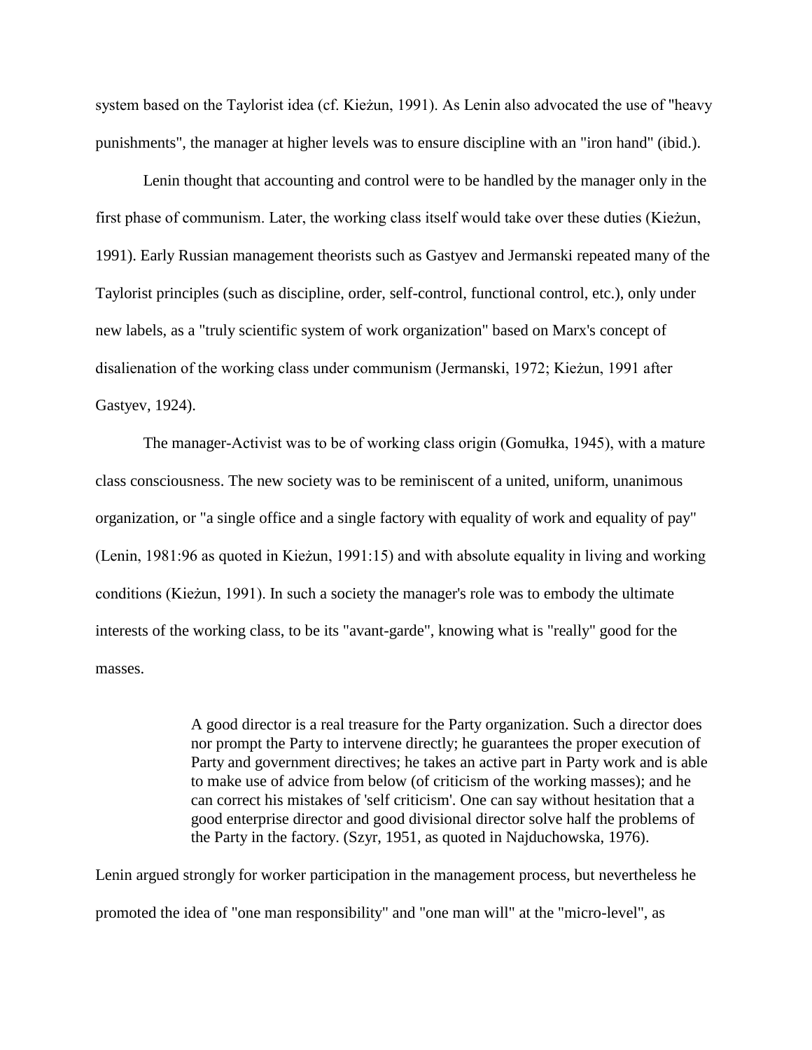system based on the Taylorist idea (cf. Kieżun, 1991). As Lenin also advocated the use of "heavy punishments", the manager at higher levels was to ensure discipline with an "iron hand" (ibid.).

Lenin thought that accounting and control were to be handled by the manager only in the first phase of communism. Later, the working class itself would take over these duties (Kieżun, 1991). Early Russian management theorists such as Gastyev and Jermanski repeated many of the Taylorist principles (such as discipline, order, self-control, functional control, etc.), only under new labels, as a "truly scientific system of work organization" based on Marx's concept of disalienation of the working class under communism (Jermanski, 1972; Kieżun, 1991 after Gastyev, 1924).

The manager-Activist was to be of working class origin (Gomułka, 1945), with a mature class consciousness. The new society was to be reminiscent of a united, uniform, unanimous organization, or "a single office and a single factory with equality of work and equality of pay" (Lenin, 1981:96 as quoted in Kieżun, 1991:15) and with absolute equality in living and working conditions (Kieżun, 1991). In such a society the manager's role was to embody the ultimate interests of the working class, to be its "avant-garde", knowing what is "really" good for the masses.

> A good director is a real treasure for the Party organization. Such a director does nor prompt the Party to intervene directly; he guarantees the proper execution of Party and government directives; he takes an active part in Party work and is able to make use of advice from below (of criticism of the working masses); and he can correct his mistakes of 'self criticism'. One can say without hesitation that a good enterprise director and good divisional director solve half the problems of the Party in the factory. (Szyr, 1951, as quoted in Najduchowska, 1976).

Lenin argued strongly for worker participation in the management process, but nevertheless he promoted the idea of "one man responsibility" and "one man will" at the "micro-level", as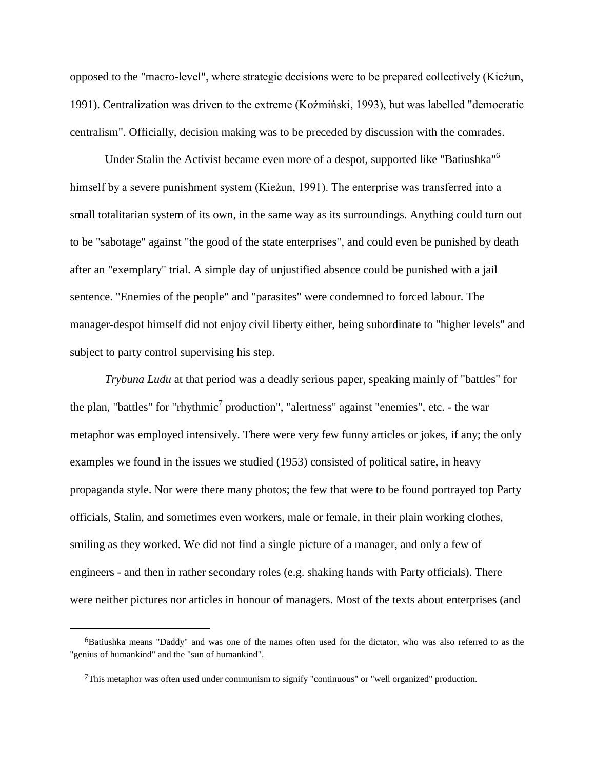opposed to the "macro-level", where strategic decisions were to be prepared collectively (Kieżun, 1991). Centralization was driven to the extreme (Koźmiński, 1993), but was labelled "democratic centralism". Officially, decision making was to be preceded by discussion with the comrades.

Under Stalin the Activist became even more of a despot, supported like "Batiushka"[6] himself by a severe punishment system (Kieżun, 1991). The enterprise was transferred into a small totalitarian system of its own, in the same way as its surroundings. Anything could turn out to be "sabotage" against "the good of the state enterprises", and could even be punished by death after an "exemplary" trial. A simple day of unjustified absence could be punished with a jail sentence. "Enemies of the people" and "parasites" were condemned to forced labour. The manager-despot himself did not enjoy civil liberty either, being subordinate to "higher levels" and subject to party control supervising his step.

*Trybuna Ludu* at that period was a deadly serious paper, speaking mainly of "battles" for the plan, "battles" for "rhythmic[7] production", "alertness" against "enemies", etc. - the war metaphor was employed intensively. There were very few funny articles or jokes, if any; the only examples we found in the issues we studied (1953) consisted of political satire, in heavy propaganda style. Nor were there many photos; the few that were to be found portrayed top Party officials, Stalin, and sometimes even workers, male or female, in their plain working clothes, smiling as they worked. We did not find a single picture of a manager, and only a few of engineers - and then in rather secondary roles (e.g. shaking hands with Party officials). There were neither pictures nor articles in honour of managers. Most of the texts about enterprises (and

---

[6] Batiushka means "Daddy" and was one of the names often used for the dictator, who was also referred to as the "genius of humankind" and the "sun of humankind".

[7] This metaphor was often used under communism to signify "continuous" or "well organized" production.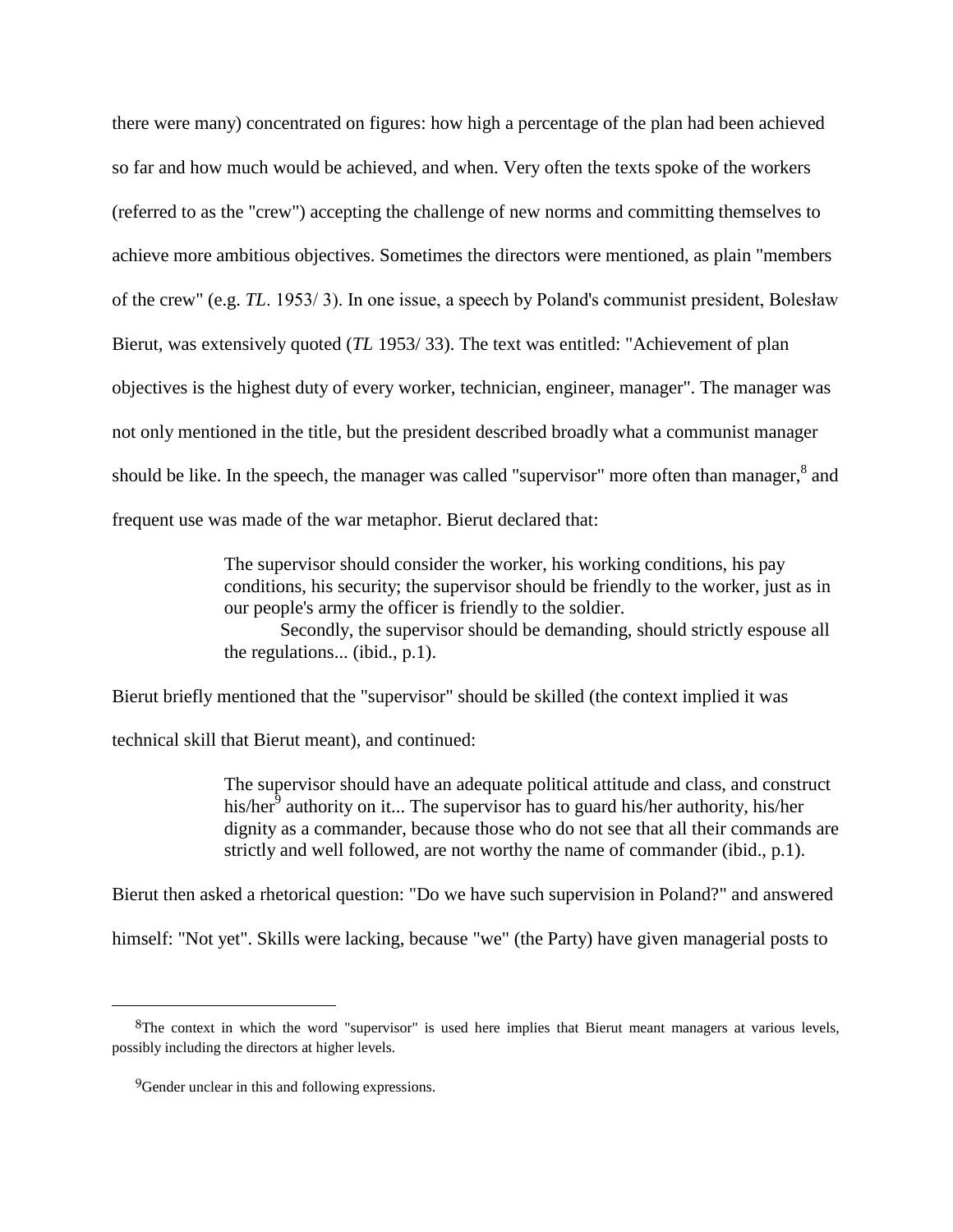there were many) concentrated on figures: how high a percentage of the plan had been achieved so far and how much would be achieved, and when. Very often the texts spoke of the workers (referred to as the "crew") accepting the challenge of new norms and committing themselves to achieve more ambitious objectives. Sometimes the directors were mentioned, as plain "members of the crew" (e.g. *TL*. 1953/ 3). In one issue, a speech by Poland's communist president, Bolesław Bierut, was extensively quoted (*TL* 1953/ 33). The text was entitled: "Achievement of plan objectives is the highest duty of every worker, technician, engineer, manager". The manager was not only mentioned in the title, but the president described broadly what a communist manager should be like. In the speech, the manager was called "supervisor" more often than manager,[8] and frequent use was made of the war metaphor. Bierut declared that:

> The supervisor should consider the worker, his working conditions, his pay conditions, his security; the supervisor should be friendly to the worker, just as in our people's army the officer is friendly to the soldier.
>
> Secondly, the supervisor should be demanding, should strictly espouse all the regulations... (ibid., p.1).

Bierut briefly mentioned that the "supervisor" should be skilled (the context implied it was technical skill that Bierut meant), and continued:

> The supervisor should have an adequate political attitude and class, and construct his/her[9] authority on it... The supervisor has to guard his/her authority, his/her dignity as a commander, because those who do not see that all their commands are strictly and well followed, are not worthy the name of commander (ibid., p.1).

Bierut then asked a rhetorical question: "Do we have such supervision in Poland?" and answered himself: "Not yet". Skills were lacking, because "we" (the Party) have given managerial posts to

---

[8] The context in which the word "supervisor" is used here implies that Bierut meant managers at various levels, possibly including the directors at higher levels.

[9] Gender unclear in this and following expressions.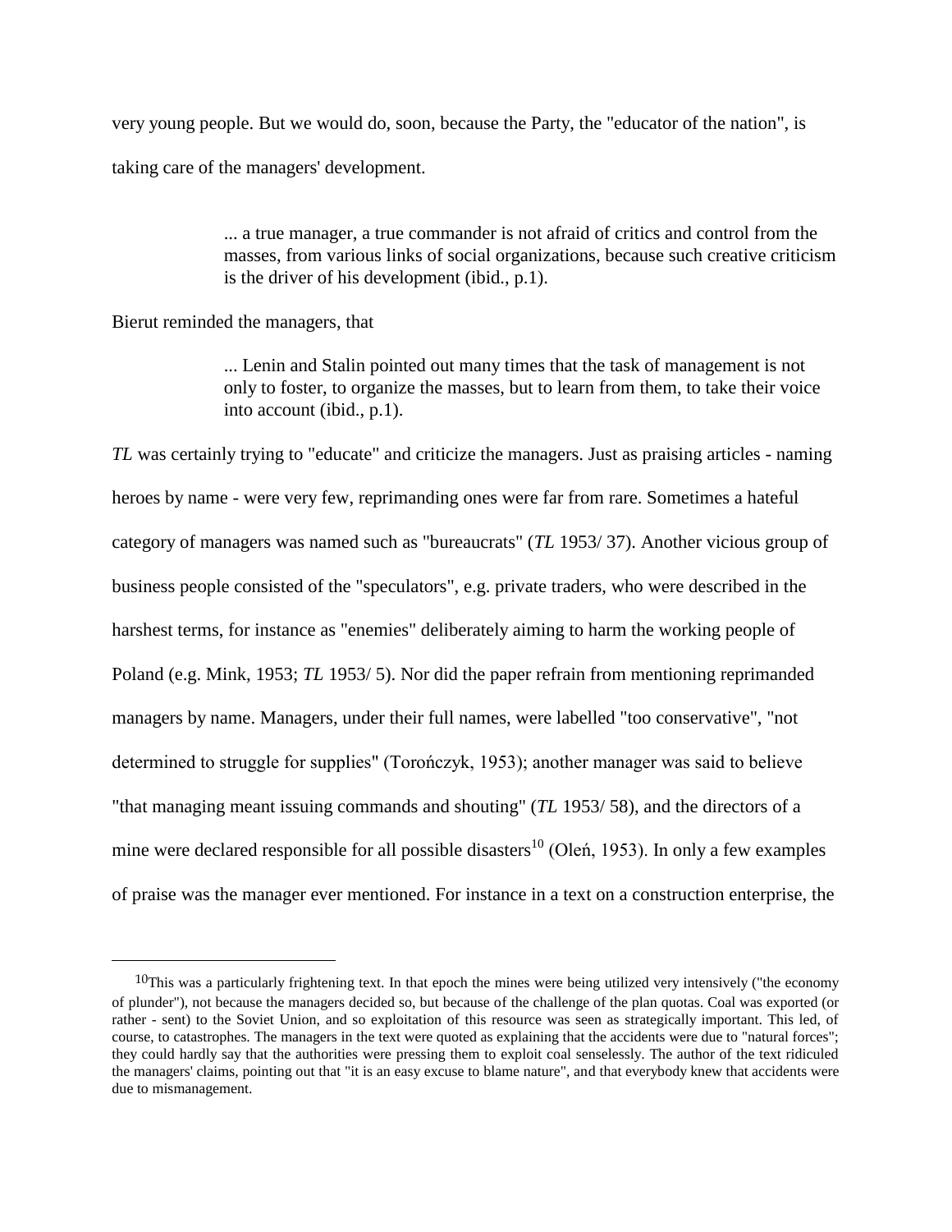very young people. But we would do, soon, because the Party, the "educator of the nation", is taking care of the managers' development.

> ... a true manager, a true commander is not afraid of critics and control from the masses, from various links of social organizations, because such creative criticism is the driver of his development (ibid., p.1).

Bierut reminded the managers, that

> ... Lenin and Stalin pointed out many times that the task of management is not only to foster, to organize the masses, but to learn from them, to take their voice into account (ibid., p.1).

*TL* was certainly trying to "educate" and criticize the managers. Just as praising articles - naming heroes by name - were very few, reprimanding ones were far from rare. Sometimes a hateful category of managers was named such as "bureaucrats" (*TL* 1953/ 37). Another vicious group of business people consisted of the "speculators", e.g. private traders, who were described in the harshest terms, for instance as "enemies" deliberately aiming to harm the working people of Poland (e.g. Mink, 1953; *TL* 1953/ 5). Nor did the paper refrain from mentioning reprimanded managers by name. Managers, under their full names, were labelled "too conservative", "not determined to struggle for supplies" (Torończyk, 1953); another manager was said to believe "that managing meant issuing commands and shouting" (*TL* 1953/ 58), and the directors of a mine were declared responsible for all possible disasters[10] (Oleń, 1953). In only a few examples of praise was the manager ever mentioned. For instance in a text on a construction enterprise, the

---

[10] This was a particularly frightening text. In that epoch the mines were being utilized very intensively ("the economy of plunder"), not because the managers decided so, but because of the challenge of the plan quotas. Coal was exported (or rather - sent) to the Soviet Union, and so exploitation of this resource was seen as strategically important. This led, of course, to catastrophes. The managers in the text were quoted as explaining that the accidents were due to "natural forces"; they could hardly say that the authorities were pressing them to exploit coal senselessly. The author of the text ridiculed the managers' claims, pointing out that "it is an easy excuse to blame nature", and that everybody knew that accidents were due to mismanagement.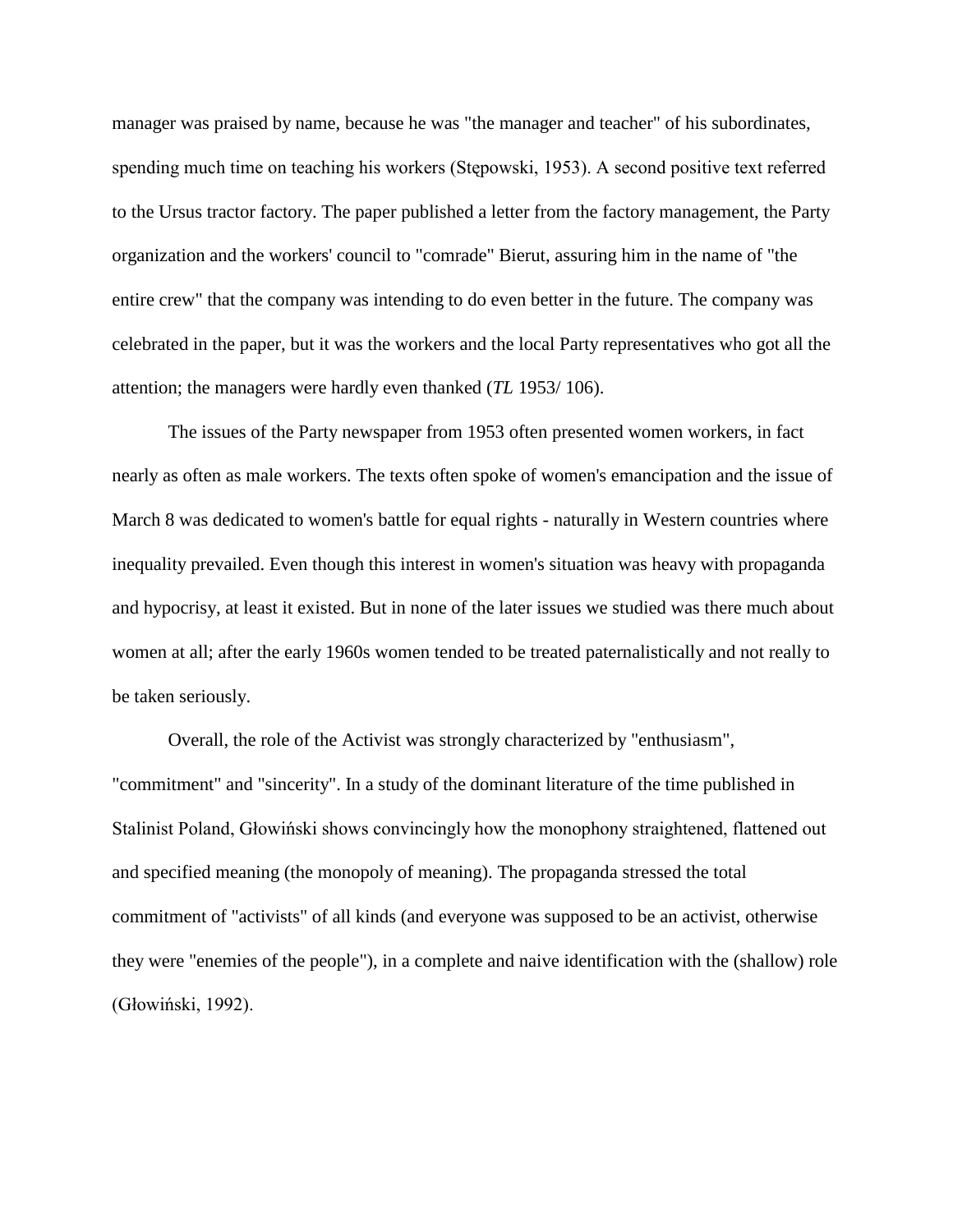manager was praised by name, because he was "the manager and teacher" of his subordinates, spending much time on teaching his workers (Stępowski, 1953). A second positive text referred to the Ursus tractor factory. The paper published a letter from the factory management, the Party organization and the workers' council to "comrade" Bierut, assuring him in the name of "the entire crew" that the company was intending to do even better in the future. The company was celebrated in the paper, but it was the workers and the local Party representatives who got all the attention; the managers were hardly even thanked (*TL* 1953/ 106).

The issues of the Party newspaper from 1953 often presented women workers, in fact nearly as often as male workers. The texts often spoke of women's emancipation and the issue of March 8 was dedicated to women's battle for equal rights - naturally in Western countries where inequality prevailed. Even though this interest in women's situation was heavy with propaganda and hypocrisy, at least it existed. But in none of the later issues we studied was there much about women at all; after the early 1960s women tended to be treated paternalistically and not really to be taken seriously.

Overall, the role of the Activist was strongly characterized by "enthusiasm", "commitment" and "sincerity". In a study of the dominant literature of the time published in Stalinist Poland, Głowiński shows convincingly how the monophony straightened, flattened out and specified meaning (the monopoly of meaning). The propaganda stressed the total commitment of "activists" of all kinds (and everyone was supposed to be an activist, otherwise they were "enemies of the people"), in a complete and naive identification with the (shallow) role (Głowiński, 1992).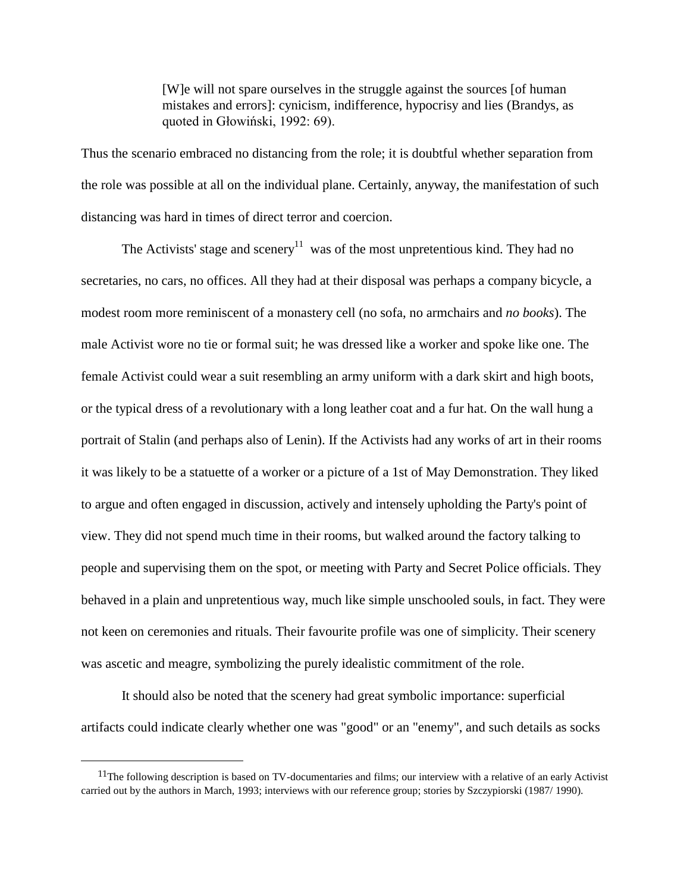> [W]e will not spare ourselves in the struggle against the sources [of human mistakes and errors]: cynicism, indifference, hypocrisy and lies (Brandys, as quoted in Głowiński, 1992: 69).

Thus the scenario embraced no distancing from the role; it is doubtful whether separation from the role was possible at all on the individual plane. Certainly, anyway, the manifestation of such distancing was hard in times of direct terror and coercion.

The Activists' stage and scenery[11] was of the most unpretentious kind. They had no secretaries, no cars, no offices. All they had at their disposal was perhaps a company bicycle, a modest room more reminiscent of a monastery cell (no sofa, no armchairs and *no books*). The male Activist wore no tie or formal suit; he was dressed like a worker and spoke like one. The female Activist could wear a suit resembling an army uniform with a dark skirt and high boots, or the typical dress of a revolutionary with a long leather coat and a fur hat. On the wall hung a portrait of Stalin (and perhaps also of Lenin). If the Activists had any works of art in their rooms it was likely to be a statuette of a worker or a picture of a 1st of May Demonstration. They liked to argue and often engaged in discussion, actively and intensely upholding the Party's point of view. They did not spend much time in their rooms, but walked around the factory talking to people and supervising them on the spot, or meeting with Party and Secret Police officials. They behaved in a plain and unpretentious way, much like simple unschooled souls, in fact. They were not keen on ceremonies and rituals. Their favourite profile was one of simplicity. Their scenery was ascetic and meagre, symbolizing the purely idealistic commitment of the role.

It should also be noted that the scenery had great symbolic importance: superficial artifacts could indicate clearly whether one was "good" or an "enemy", and such details as socks

[11] The following description is based on TV-documentaries and films; our interview with a relative of an early Activist carried out by the authors in March, 1993; interviews with our reference group; stories by Szczypiorski (1987/ 1990).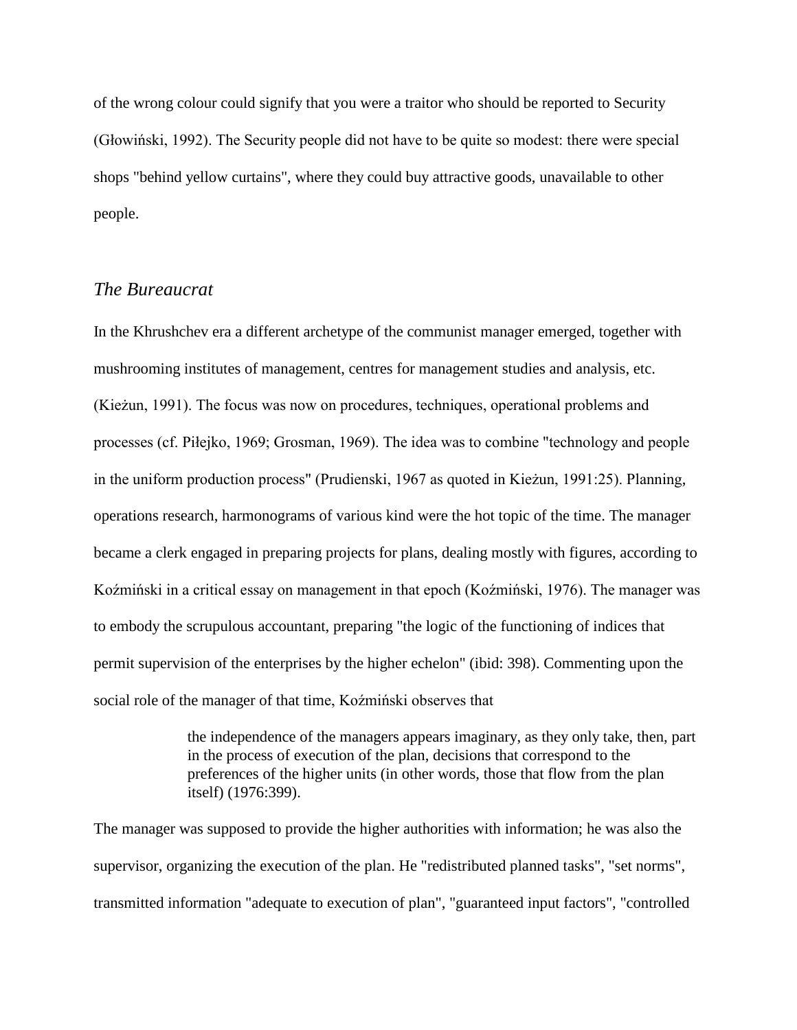of the wrong colour could signify that you were a traitor who should be reported to Security (Głowiński, 1992). The Security people did not have to be quite so modest: there were special shops "behind yellow curtains", where they could buy attractive goods, unavailable to other people.

## *The Bureaucrat*

In the Khrushchev era a different archetype of the communist manager emerged, together with mushrooming institutes of management, centres for management studies and analysis, etc. (Kieżun, 1991). The focus was now on procedures, techniques, operational problems and processes (cf. Piłejko, 1969; Grosman, 1969). The idea was to combine "technology and people in the uniform production process" (Prudienski, 1967 as quoted in Kieżun, 1991:25). Planning, operations research, harmonograms of various kind were the hot topic of the time. The manager became a clerk engaged in preparing projects for plans, dealing mostly with figures, according to Koźmiński in a critical essay on management in that epoch (Koźmiński, 1976). The manager was to embody the scrupulous accountant, preparing "the logic of the functioning of indices that permit supervision of the enterprises by the higher echelon" (ibid: 398). Commenting upon the social role of the manager of that time, Koźmiński observes that

> the independence of the managers appears imaginary, as they only take, then, part in the process of execution of the plan, decisions that correspond to the preferences of the higher units (in other words, those that flow from the plan itself) (1976:399).

The manager was supposed to provide the higher authorities with information; he was also the supervisor, organizing the execution of the plan. He "redistributed planned tasks", "set norms", transmitted information "adequate to execution of plan", "guaranteed input factors", "controlled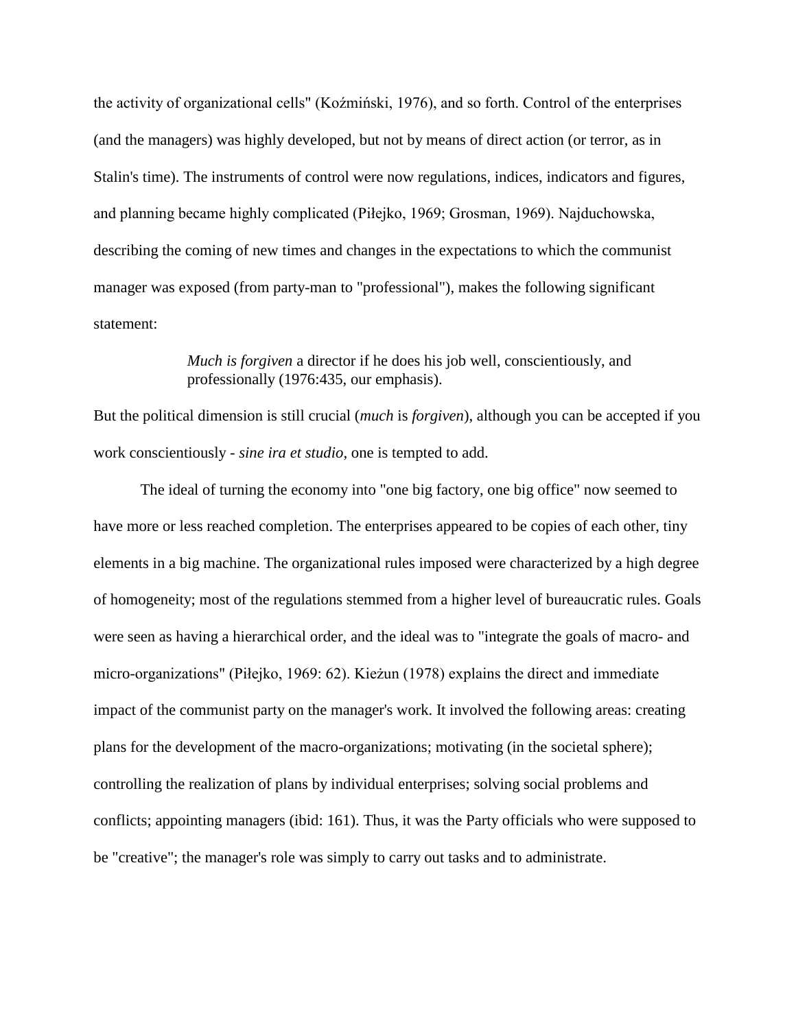the activity of organizational cells" (Koźmiński, 1976), and so forth. Control of the enterprises (and the managers) was highly developed, but not by means of direct action (or terror, as in Stalin's time). The instruments of control were now regulations, indices, indicators and figures, and planning became highly complicated (Piłejko, 1969; Grosman, 1969). Najduchowska, describing the coming of new times and changes in the expectations to which the communist manager was exposed (from party-man to "professional"), makes the following significant statement:

> *Much is forgiven* a director if he does his job well, conscientiously, and professionally (1976:435, our emphasis).

But the political dimension is still crucial (*much* is *forgiven*), although you can be accepted if you work conscientiously - *sine ira et studio,* one is tempted to add.

The ideal of turning the economy into "one big factory, one big office" now seemed to have more or less reached completion. The enterprises appeared to be copies of each other, tiny elements in a big machine. The organizational rules imposed were characterized by a high degree of homogeneity; most of the regulations stemmed from a higher level of bureaucratic rules. Goals were seen as having a hierarchical order, and the ideal was to "integrate the goals of macro- and micro-organizations" (Piłejko, 1969: 62). Kieżun (1978) explains the direct and immediate impact of the communist party on the manager's work. It involved the following areas: creating plans for the development of the macro-organizations; motivating (in the societal sphere); controlling the realization of plans by individual enterprises; solving social problems and conflicts; appointing managers (ibid: 161). Thus, it was the Party officials who were supposed to be "creative"; the manager's role was simply to carry out tasks and to administrate.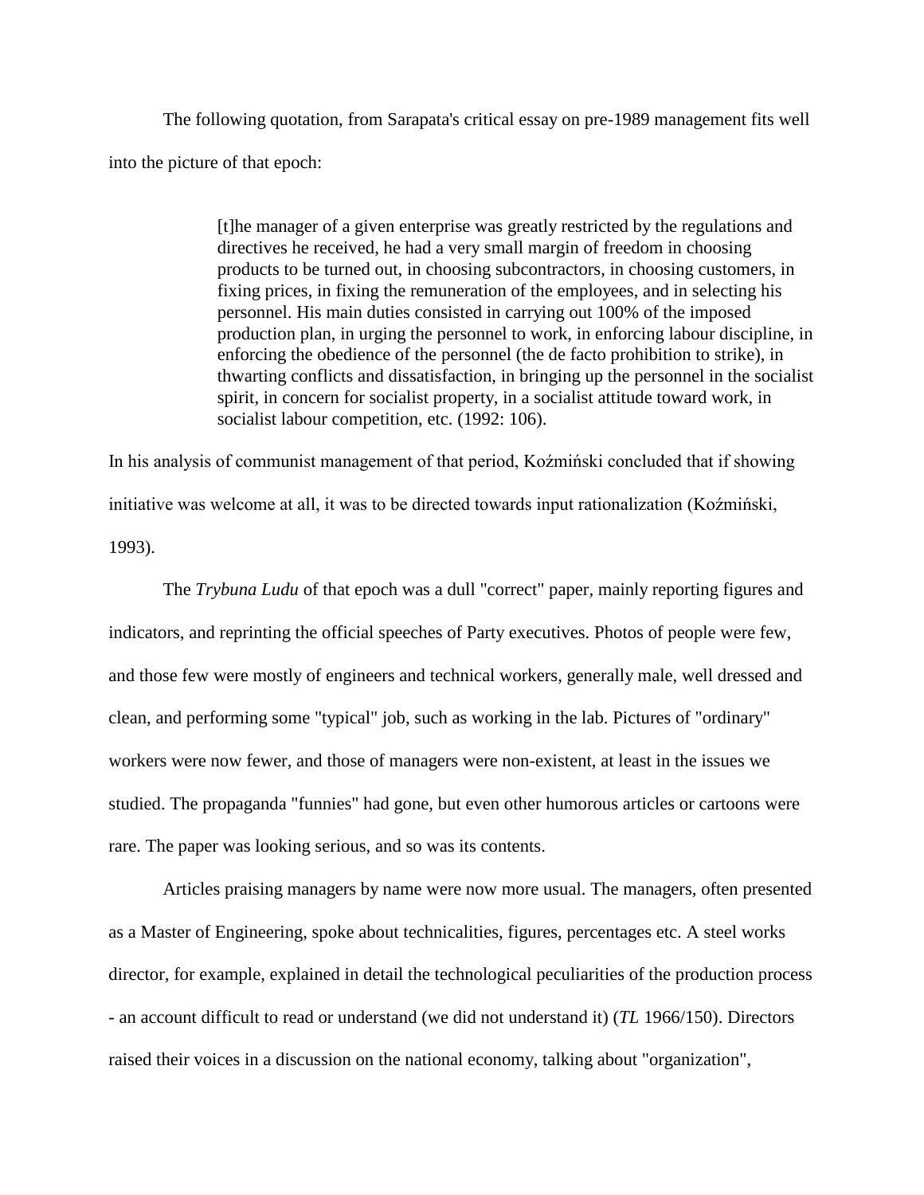The following quotation, from Sarapata's critical essay on pre-1989 management fits well into the picture of that epoch:

> [t]he manager of a given enterprise was greatly restricted by the regulations and directives he received, he had a very small margin of freedom in choosing products to be turned out, in choosing subcontractors, in choosing customers, in fixing prices, in fixing the remuneration of the employees, and in selecting his personnel. His main duties consisted in carrying out 100% of the imposed production plan, in urging the personnel to work, in enforcing labour discipline, in enforcing the obedience of the personnel (the de facto prohibition to strike), in thwarting conflicts and dissatisfaction, in bringing up the personnel in the socialist spirit, in concern for socialist property, in a socialist attitude toward work, in socialist labour competition, etc. (1992: 106).

In his analysis of communist management of that period, Koźmiński concluded that if showing initiative was welcome at all, it was to be directed towards input rationalization (Koźmiński, 1993).

The *Trybuna Ludu* of that epoch was a dull "correct" paper, mainly reporting figures and indicators, and reprinting the official speeches of Party executives. Photos of people were few, and those few were mostly of engineers and technical workers, generally male, well dressed and clean, and performing some "typical" job, such as working in the lab. Pictures of "ordinary" workers were now fewer, and those of managers were non-existent, at least in the issues we studied. The propaganda "funnies" had gone, but even other humorous articles or cartoons were rare. The paper was looking serious, and so was its contents.

Articles praising managers by name were now more usual. The managers, often presented as a Master of Engineering, spoke about technicalities, figures, percentages etc. A steel works director, for example, explained in detail the technological peculiarities of the production process - an account difficult to read or understand (we did not understand it) (*TL* 1966/150). Directors raised their voices in a discussion on the national economy, talking about "organization",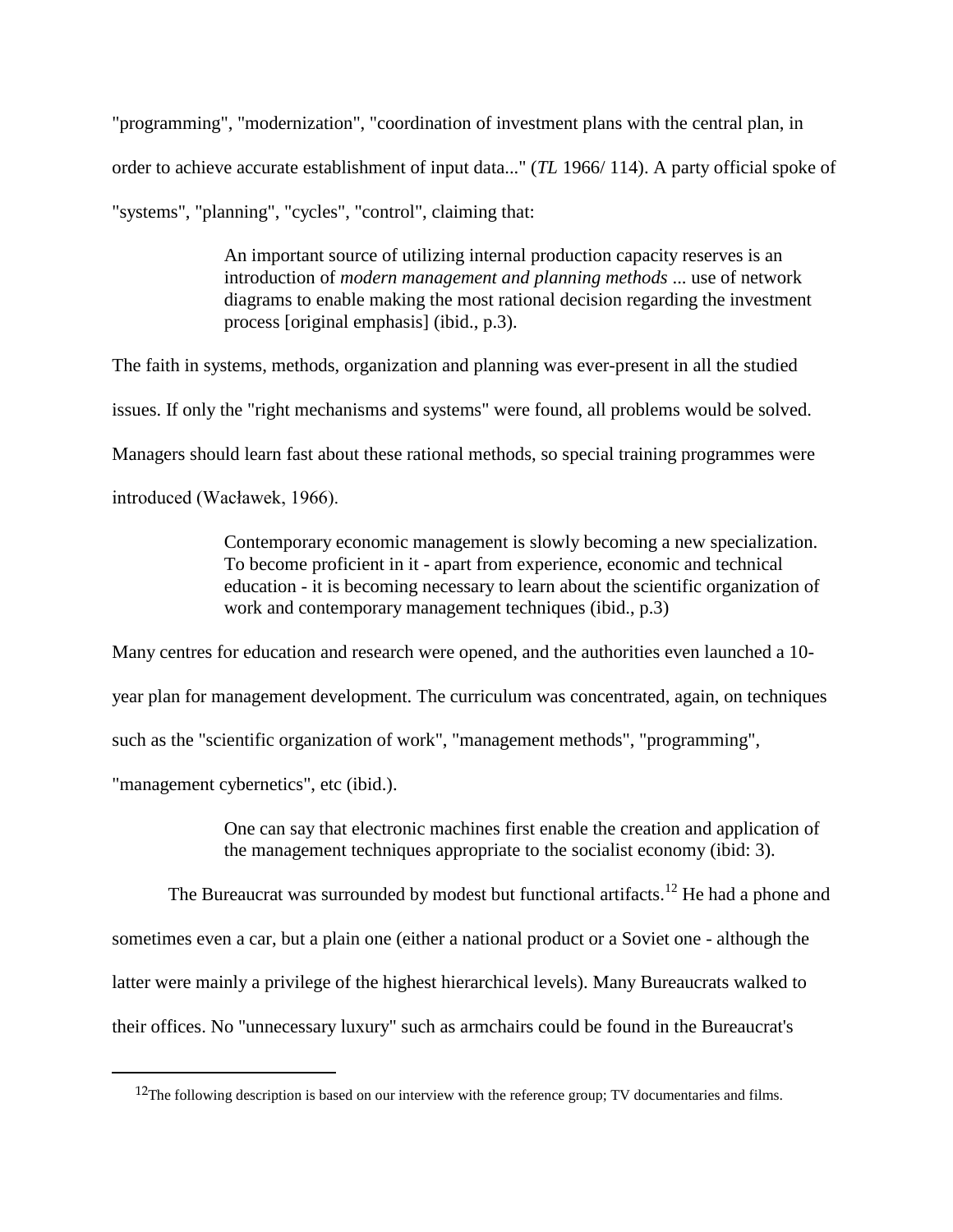"programming", "modernization", "coordination of investment plans with the central plan, in order to achieve accurate establishment of input data..." (*TL* 1966/ 114). A party official spoke of "systems", "planning", "cycles", "control", claiming that:

> An important source of utilizing internal production capacity reserves is an introduction of *modern management and planning methods* ... use of network diagrams to enable making the most rational decision regarding the investment process [original emphasis] (ibid., p.3).

The faith in systems, methods, organization and planning was ever-present in all the studied issues. If only the "right mechanisms and systems" were found, all problems would be solved. Managers should learn fast about these rational methods, so special training programmes were introduced (Wacławek, 1966).

> Contemporary economic management is slowly becoming a new specialization. To become proficient in it - apart from experience, economic and technical education - it is becoming necessary to learn about the scientific organization of work and contemporary management techniques (ibid., p.3)

Many centres for education and research were opened, and the authorities even launched a 10-year plan for management development. The curriculum was concentrated, again, on techniques such as the "scientific organization of work", "management methods", "programming", "management cybernetics", etc (ibid.).

> One can say that electronic machines first enable the creation and application of the management techniques appropriate to the socialist economy (ibid: 3).

The Bureaucrat was surrounded by modest but functional artifacts.[12] He had a phone and sometimes even a car, but a plain one (either a national product or a Soviet one - although the latter were mainly a privilege of the highest hierarchical levels). Many Bureaucrats walked to their offices. No "unnecessary luxury" such as armchairs could be found in the Bureaucrat's

---

[12] The following description is based on our interview with the reference group; TV documentaries and films.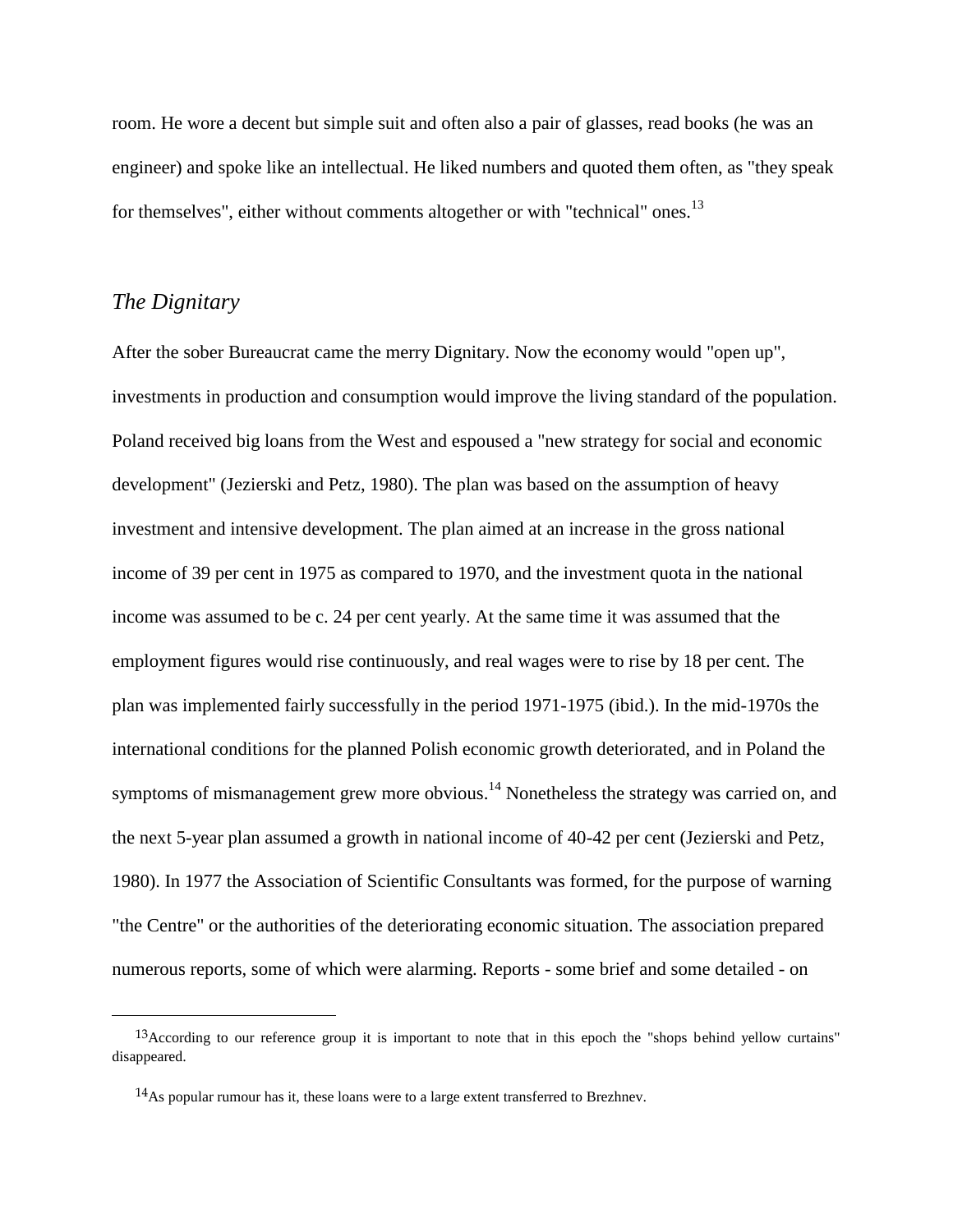room. He wore a decent but simple suit and often also a pair of glasses, read books (he was an engineer) and spoke like an intellectual. He liked numbers and quoted them often, as "they speak for themselves", either without comments altogether or with "technical" ones.[13]

## *The Dignitary*

After the sober Bureaucrat came the merry Dignitary. Now the economy would "open up", investments in production and consumption would improve the living standard of the population. Poland received big loans from the West and espoused a "new strategy for social and economic development" (Jezierski and Petz, 1980). The plan was based on the assumption of heavy investment and intensive development. The plan aimed at an increase in the gross national income of 39 per cent in 1975 as compared to 1970, and the investment quota in the national income was assumed to be c. 24 per cent yearly. At the same time it was assumed that the employment figures would rise continuously, and real wages were to rise by 18 per cent. The plan was implemented fairly successfully in the period 1971-1975 (ibid.). In the mid-1970s the international conditions for the planned Polish economic growth deteriorated, and in Poland the symptoms of mismanagement grew more obvious.[14] Nonetheless the strategy was carried on, and the next 5-year plan assumed a growth in national income of 40-42 per cent (Jezierski and Petz, 1980). In 1977 the Association of Scientific Consultants was formed, for the purpose of warning "the Centre" or the authorities of the deteriorating economic situation. The association prepared numerous reports, some of which were alarming. Reports - some brief and some detailed - on

---

[13] According to our reference group it is important to note that in this epoch the "shops behind yellow curtains" disappeared.

[14] As popular rumour has it, these loans were to a large extent transferred to Brezhnev.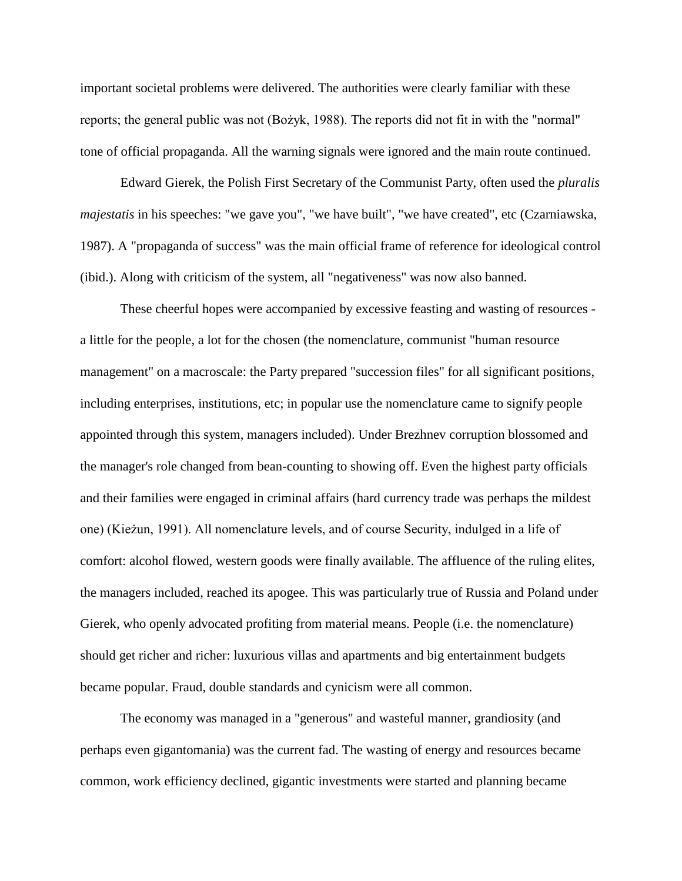important societal problems were delivered. The authorities were clearly familiar with these reports; the general public was not (Bożyk, 1988). The reports did not fit in with the "normal" tone of official propaganda. All the warning signals were ignored and the main route continued.

Edward Gierek, the Polish First Secretary of the Communist Party, often used the *pluralis majestatis* in his speeches: "we gave you", "we have built", "we have created", etc (Czarniawska, 1987). A "propaganda of success" was the main official frame of reference for ideological control (ibid.). Along with criticism of the system, all "negativeness" was now also banned.

These cheerful hopes were accompanied by excessive feasting and wasting of resources - a little for the people, a lot for the chosen (the nomenclature, communist "human resource management" on a macroscale: the Party prepared "succession files" for all significant positions, including enterprises, institutions, etc; in popular use the nomenclature came to signify people appointed through this system, managers included). Under Brezhnev corruption blossomed and the manager's role changed from bean-counting to showing off. Even the highest party officials and their families were engaged in criminal affairs (hard currency trade was perhaps the mildest one) (Kieżun, 1991). All nomenclature levels, and of course Security, indulged in a life of comfort: alcohol flowed, western goods were finally available. The affluence of the ruling elites, the managers included, reached its apogee. This was particularly true of Russia and Poland under Gierek, who openly advocated profiting from material means. People (i.e. the nomenclature) should get richer and richer: luxurious villas and apartments and big entertainment budgets became popular. Fraud, double standards and cynicism were all common.

The economy was managed in a "generous" and wasteful manner, grandiosity (and perhaps even gigantomania) was the current fad. The wasting of energy and resources became common, work efficiency declined, gigantic investments were started and planning became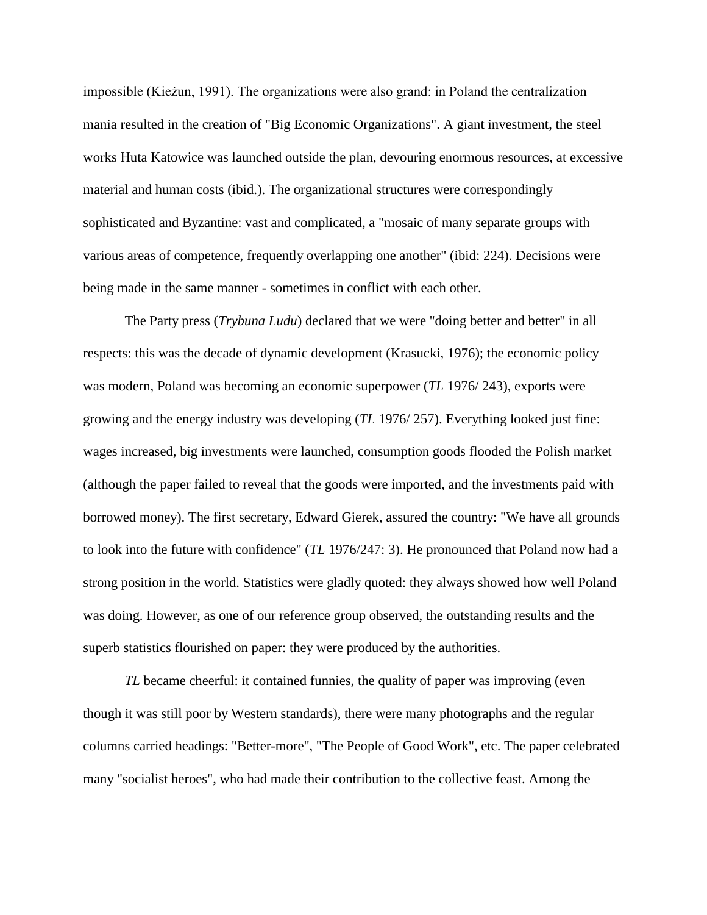impossible (Kieżun, 1991). The organizations were also grand: in Poland the centralization mania resulted in the creation of "Big Economic Organizations". A giant investment, the steel works Huta Katowice was launched outside the plan, devouring enormous resources, at excessive material and human costs (ibid.). The organizational structures were correspondingly sophisticated and Byzantine: vast and complicated, a "mosaic of many separate groups with various areas of competence, frequently overlapping one another" (ibid: 224). Decisions were being made in the same manner - sometimes in conflict with each other.

The Party press (*Trybuna Ludu*) declared that we were "doing better and better" in all respects: this was the decade of dynamic development (Krasucki, 1976); the economic policy was modern, Poland was becoming an economic superpower (*TL* 1976/ 243), exports were growing and the energy industry was developing (*TL* 1976/ 257). Everything looked just fine: wages increased, big investments were launched, consumption goods flooded the Polish market (although the paper failed to reveal that the goods were imported, and the investments paid with borrowed money). The first secretary, Edward Gierek, assured the country: "We have all grounds to look into the future with confidence" (*TL* 1976/247: 3). He pronounced that Poland now had a strong position in the world. Statistics were gladly quoted: they always showed how well Poland was doing. However, as one of our reference group observed, the outstanding results and the superb statistics flourished on paper: they were produced by the authorities.

*TL* became cheerful: it contained funnies, the quality of paper was improving (even though it was still poor by Western standards), there were many photographs and the regular columns carried headings: "Better-more", "The People of Good Work", etc. The paper celebrated many "socialist heroes", who had made their contribution to the collective feast. Among the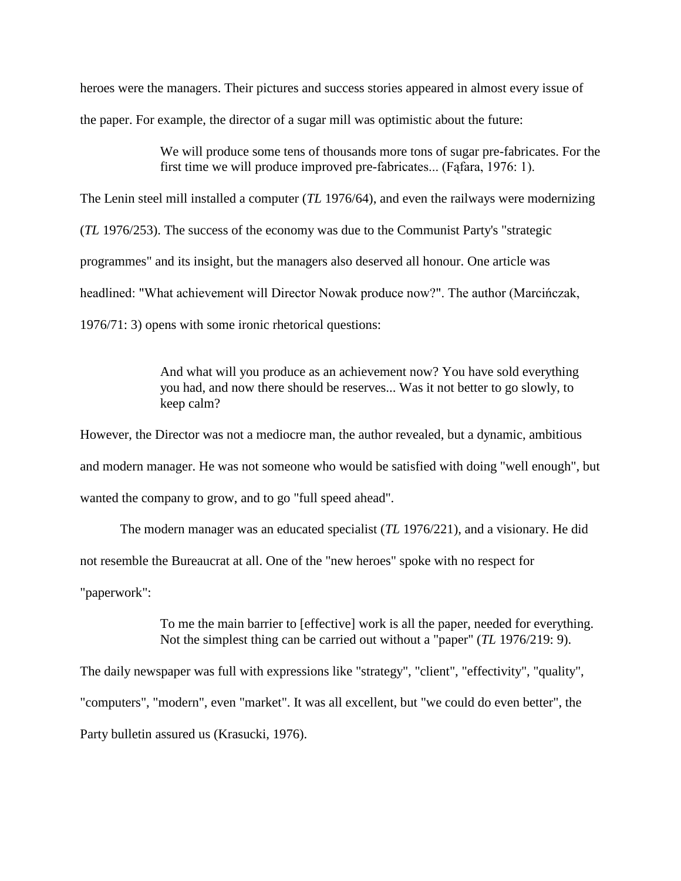heroes were the managers. Their pictures and success stories appeared in almost every issue of the paper. For example, the director of a sugar mill was optimistic about the future:

> We will produce some tens of thousands more tons of sugar pre-fabricates. For the first time we will produce improved pre-fabricates... (Fąfara, 1976: 1).

The Lenin steel mill installed a computer (*TL* 1976/64), and even the railways were modernizing (*TL* 1976/253). The success of the economy was due to the Communist Party's "strategic programmes" and its insight, but the managers also deserved all honour. One article was headlined: "What achievement will Director Nowak produce now?". The author (Marcińczak, 1976/71: 3) opens with some ironic rhetorical questions:

> And what will you produce as an achievement now? You have sold everything you had, and now there should be reserves... Was it not better to go slowly, to keep calm?

However, the Director was not a mediocre man, the author revealed, but a dynamic, ambitious and modern manager. He was not someone who would be satisfied with doing "well enough", but wanted the company to grow, and to go "full speed ahead".

The modern manager was an educated specialist (*TL* 1976/221), and a visionary. He did not resemble the Bureaucrat at all. One of the "new heroes" spoke with no respect for "paperwork":

> To me the main barrier to [effective] work is all the paper, needed for everything. Not the simplest thing can be carried out without a "paper" (*TL* 1976/219: 9).

The daily newspaper was full with expressions like "strategy", "client", "effectivity", "quality", "computers", "modern", even "market". It was all excellent, but "we could do even better", the Party bulletin assured us (Krasucki, 1976).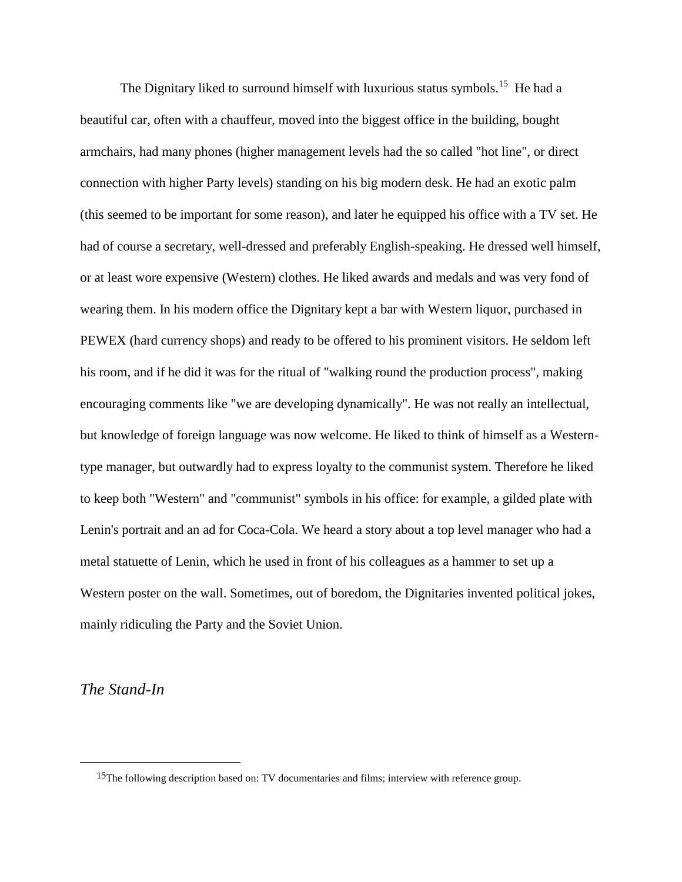The Dignitary liked to surround himself with luxurious status symbols.[15] He had a beautiful car, often with a chauffeur, moved into the biggest office in the building, bought armchairs, had many phones (higher management levels had the so called "hot line", or direct connection with higher Party levels) standing on his big modern desk. He had an exotic palm (this seemed to be important for some reason), and later he equipped his office with a TV set. He had of course a secretary, well-dressed and preferably English-speaking. He dressed well himself, or at least wore expensive (Western) clothes. He liked awards and medals and was very fond of wearing them. In his modern office the Dignitary kept a bar with Western liquor, purchased in PEWEX (hard currency shops) and ready to be offered to his prominent visitors. He seldom left his room, and if he did it was for the ritual of "walking round the production process", making encouraging comments like "we are developing dynamically". He was not really an intellectual, but knowledge of foreign language was now welcome. He liked to think of himself as a Western-type manager, but outwardly had to express loyalty to the communist system. Therefore he liked to keep both "Western" and "communist" symbols in his office: for example, a gilded plate with Lenin's portrait and an ad for Coca-Cola. We heard a story about a top level manager who had a metal statuette of Lenin, which he used in front of his colleagues as a hammer to set up a Western poster on the wall. Sometimes, out of boredom, the Dignitaries invented political jokes, mainly ridiculing the Party and the Soviet Union.

### *The Stand-In*

---

[15] The following description based on: TV documentaries and films; interview with reference group.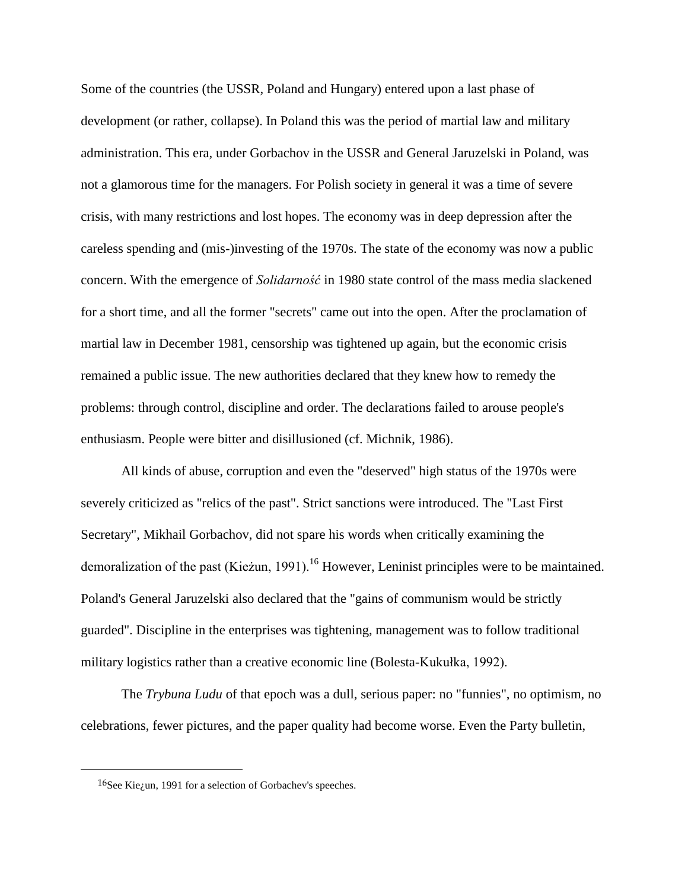Some of the countries (the USSR, Poland and Hungary) entered upon a last phase of development (or rather, collapse). In Poland this was the period of martial law and military administration. This era, under Gorbachov in the USSR and General Jaruzelski in Poland, was not a glamorous time for the managers. For Polish society in general it was a time of severe crisis, with many restrictions and lost hopes. The economy was in deep depression after the careless spending and (mis-)investing of the 1970s. The state of the economy was now a public concern. With the emergence of *Solidarność* in 1980 state control of the mass media slackened for a short time, and all the former "secrets" came out into the open. After the proclamation of martial law in December 1981, censorship was tightened up again, but the economic crisis remained a public issue. The new authorities declared that they knew how to remedy the problems: through control, discipline and order. The declarations failed to arouse people's enthusiasm. People were bitter and disillusioned (cf. Michnik, 1986).

All kinds of abuse, corruption and even the "deserved" high status of the 1970s were severely criticized as "relics of the past". Strict sanctions were introduced. The "Last First Secretary", Mikhail Gorbachov, did not spare his words when critically examining the demoralization of the past (Kieżun, 1991).[16] However, Leninist principles were to be maintained. Poland's General Jaruzelski also declared that the "gains of communism would be strictly guarded". Discipline in the enterprises was tightening, management was to follow traditional military logistics rather than a creative economic line (Bolesta-Kukułka, 1992).

The *Trybuna Ludu* of that epoch was a dull, serious paper: no "funnies", no optimism, no celebrations, fewer pictures, and the paper quality had become worse. Even the Party bulletin,

---

[16] See Kie¿un, 1991 for a selection of Gorbachev's speeches.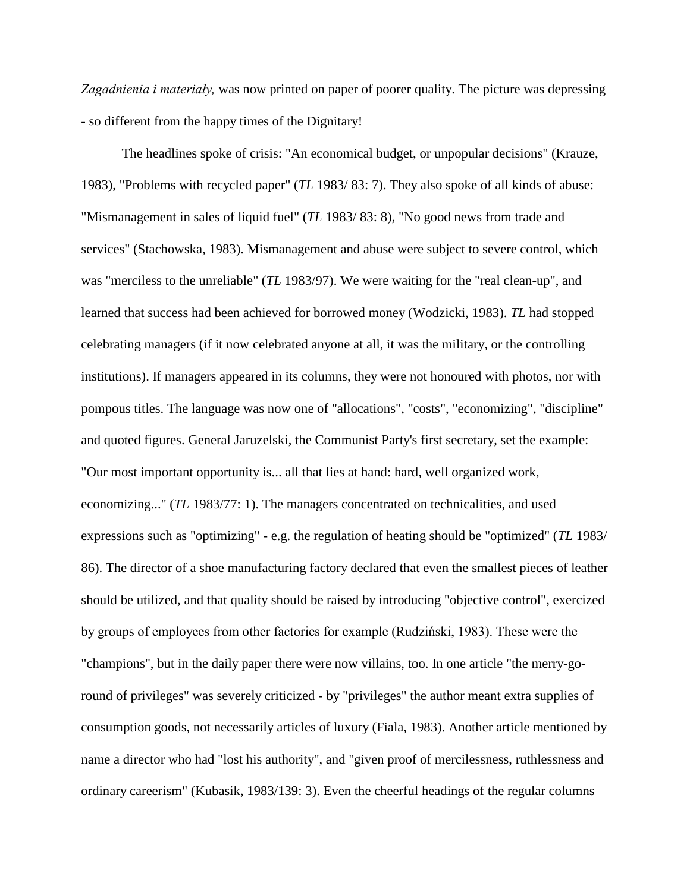*Zagadnienia i materiały,* was now printed on paper of poorer quality. The picture was depressing - so different from the happy times of the Dignitary!

The headlines spoke of crisis: "An economical budget, or unpopular decisions" (Krauze, 1983), "Problems with recycled paper" (*TL* 1983/ 83: 7). They also spoke of all kinds of abuse: "Mismanagement in sales of liquid fuel" (*TL* 1983/ 83: 8), "No good news from trade and services" (Stachowska, 1983). Mismanagement and abuse were subject to severe control, which was "merciless to the unreliable" (*TL* 1983/97). We were waiting for the "real clean-up", and learned that success had been achieved for borrowed money (Wodzicki, 1983). *TL* had stopped celebrating managers (if it now celebrated anyone at all, it was the military, or the controlling institutions). If managers appeared in its columns, they were not honoured with photos, nor with pompous titles. The language was now one of "allocations", "costs", "economizing", "discipline" and quoted figures. General Jaruzelski, the Communist Party's first secretary, set the example: "Our most important opportunity is... all that lies at hand: hard, well organized work, economizing..." (*TL* 1983/77: 1). The managers concentrated on technicalities, and used expressions such as "optimizing" - e.g. the regulation of heating should be "optimized" (*TL* 1983/ 86). The director of a shoe manufacturing factory declared that even the smallest pieces of leather should be utilized, and that quality should be raised by introducing "objective control", exercized by groups of employees from other factories for example (Rudziński, 1983). These were the "champions", but in the daily paper there were now villains, too. In one article "the merry-go-round of privileges" was severely criticized - by "privileges" the author meant extra supplies of consumption goods, not necessarily articles of luxury (Fiala, 1983). Another article mentioned by name a director who had "lost his authority", and "given proof of mercilessness, ruthlessness and ordinary careerism" (Kubasik, 1983/139: 3). Even the cheerful headings of the regular columns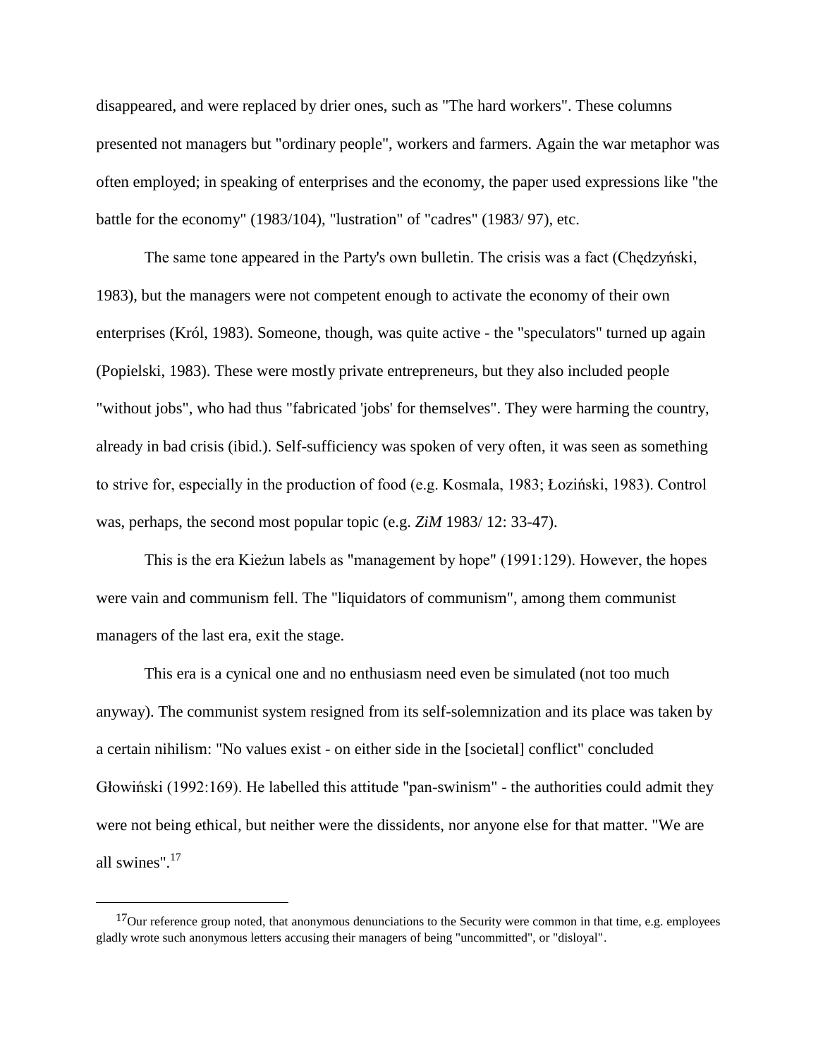disappeared, and were replaced by drier ones, such as "The hard workers". These columns presented not managers but "ordinary people", workers and farmers. Again the war metaphor was often employed; in speaking of enterprises and the economy, the paper used expressions like "the battle for the economy" (1983/104), "lustration" of "cadres" (1983/ 97), etc.

The same tone appeared in the Party's own bulletin. The crisis was a fact (Chędzyński, 1983), but the managers were not competent enough to activate the economy of their own enterprises (Król, 1983). Someone, though, was quite active - the "speculators" turned up again (Popielski, 1983). These were mostly private entrepreneurs, but they also included people "without jobs", who had thus "fabricated 'jobs' for themselves". They were harming the country, already in bad crisis (ibid.). Self-sufficiency was spoken of very often, it was seen as something to strive for, especially in the production of food (e.g. Kosmala, 1983; Łoziński, 1983). Control was, perhaps, the second most popular topic (e.g. *ZiM* 1983/ 12: 33-47).

This is the era Kieżun labels as "management by hope" (1991:129). However, the hopes were vain and communism fell. The "liquidators of communism", among them communist managers of the last era, exit the stage.

This era is a cynical one and no enthusiasm need even be simulated (not too much anyway). The communist system resigned from its self-solemnization and its place was taken by a certain nihilism: "No values exist - on either side in the [societal] conflict" concluded Głowiński (1992:169). He labelled this attitude "pan-swinism" - the authorities could admit they were not being ethical, but neither were the dissidents, nor anyone else for that matter. "We are all swines".[17]

---

[17] Our reference group noted, that anonymous denunciations to the Security were common in that time, e.g. employees gladly wrote such anonymous letters accusing their managers of being "uncommitted", or "disloyal".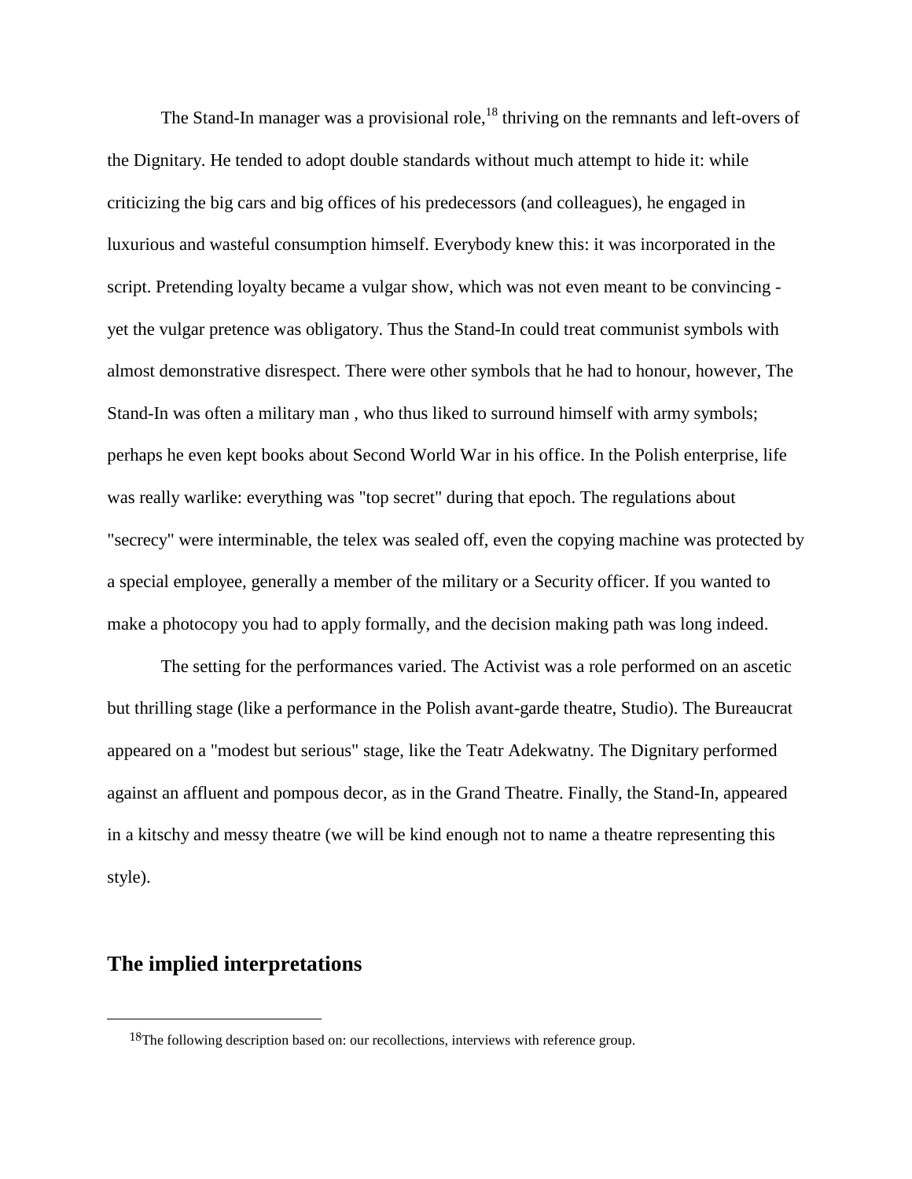The Stand-In manager was a provisional role,[18] thriving on the remnants and left-overs of the Dignitary. He tended to adopt double standards without much attempt to hide it: while criticizing the big cars and big offices of his predecessors (and colleagues), he engaged in luxurious and wasteful consumption himself. Everybody knew this: it was incorporated in the script. Pretending loyalty became a vulgar show, which was not even meant to be convincing - yet the vulgar pretence was obligatory. Thus the Stand-In could treat communist symbols with almost demonstrative disrespect. There were other symbols that he had to honour, however, The Stand-In was often a military man , who thus liked to surround himself with army symbols; perhaps he even kept books about Second World War in his office. In the Polish enterprise, life was really warlike: everything was "top secret" during that epoch. The regulations about "secrecy" were interminable, the telex was sealed off, even the copying machine was protected by a special employee, generally a member of the military or a Security officer. If you wanted to make a photocopy you had to apply formally, and the decision making path was long indeed.

The setting for the performances varied. The Activist was a role performed on an ascetic but thrilling stage (like a performance in the Polish avant-garde theatre, Studio). The Bureaucrat appeared on a "modest but serious" stage, like the Teatr Adekwatny. The Dignitary performed against an affluent and pompous decor, as in the Grand Theatre. Finally, the Stand-In, appeared in a kitschy and messy theatre (we will be kind enough not to name a theatre representing this style).

## The implied interpretations

[18] The following description based on: our recollections, interviews with reference group.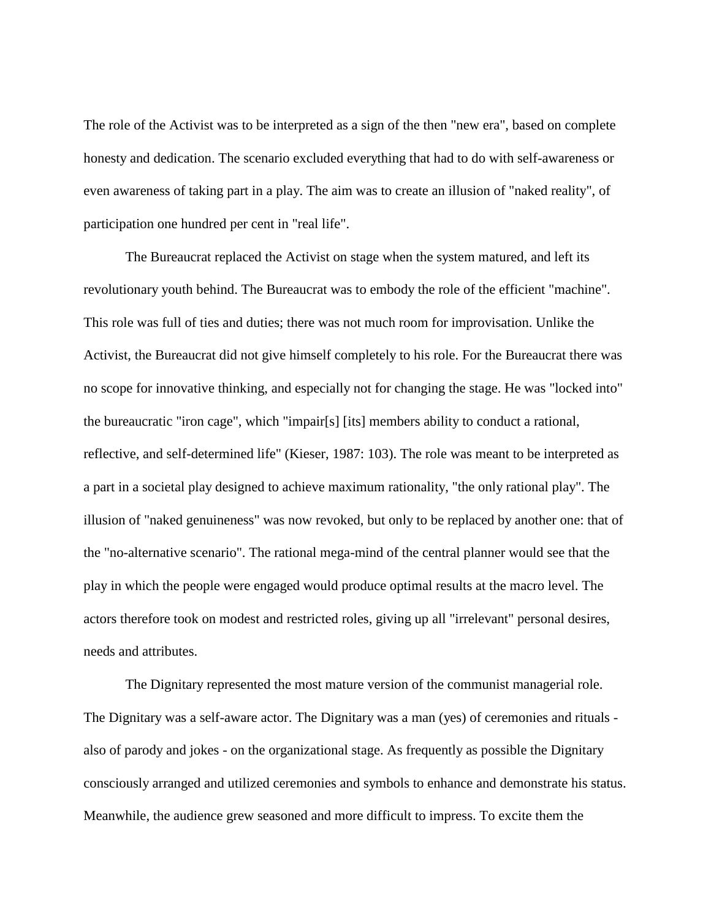The role of the Activist was to be interpreted as a sign of the then "new era", based on complete honesty and dedication. The scenario excluded everything that had to do with self-awareness or even awareness of taking part in a play. The aim was to create an illusion of "naked reality", of participation one hundred per cent in "real life".

The Bureaucrat replaced the Activist on stage when the system matured, and left its revolutionary youth behind. The Bureaucrat was to embody the role of the efficient "machine". This role was full of ties and duties; there was not much room for improvisation. Unlike the Activist, the Bureaucrat did not give himself completely to his role. For the Bureaucrat there was no scope for innovative thinking, and especially not for changing the stage. He was "locked into" the bureaucratic "iron cage", which "impair[s] [its] members ability to conduct a rational, reflective, and self-determined life" (Kieser, 1987: 103). The role was meant to be interpreted as a part in a societal play designed to achieve maximum rationality, "the only rational play". The illusion of "naked genuineness" was now revoked, but only to be replaced by another one: that of the "no-alternative scenario". The rational mega-mind of the central planner would see that the play in which the people were engaged would produce optimal results at the macro level. The actors therefore took on modest and restricted roles, giving up all "irrelevant" personal desires, needs and attributes.

The Dignitary represented the most mature version of the communist managerial role. The Dignitary was a self-aware actor. The Dignitary was a man (yes) of ceremonies and rituals - also of parody and jokes - on the organizational stage. As frequently as possible the Dignitary consciously arranged and utilized ceremonies and symbols to enhance and demonstrate his status. Meanwhile, the audience grew seasoned and more difficult to impress. To excite them the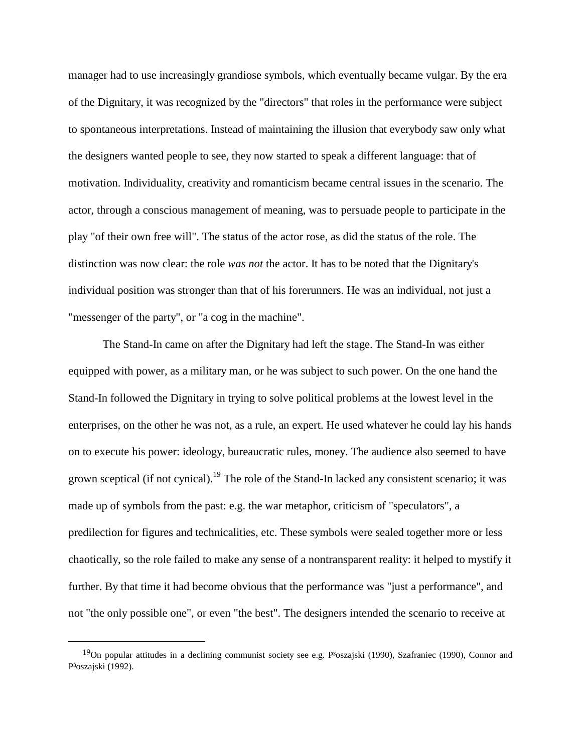manager had to use increasingly grandiose symbols, which eventually became vulgar. By the era of the Dignitary, it was recognized by the "directors" that roles in the performance were subject to spontaneous interpretations. Instead of maintaining the illusion that everybody saw only what the designers wanted people to see, they now started to speak a different language: that of motivation. Individuality, creativity and romanticism became central issues in the scenario. The actor, through a conscious management of meaning, was to persuade people to participate in the play "of their own free will". The status of the actor rose, as did the status of the role. The distinction was now clear: the role *was not* the actor. It has to be noted that the Dignitary's individual position was stronger than that of his forerunners. He was an individual, not just a "messenger of the party", or "a cog in the machine".

The Stand-In came on after the Dignitary had left the stage. The Stand-In was either equipped with power, as a military man, or he was subject to such power. On the one hand the Stand-In followed the Dignitary in trying to solve political problems at the lowest level in the enterprises, on the other he was not, as a rule, an expert. He used whatever he could lay his hands on to execute his power: ideology, bureaucratic rules, money. The audience also seemed to have grown sceptical (if not cynical).[19] The role of the Stand-In lacked any consistent scenario; it was made up of symbols from the past: e.g. the war metaphor, criticism of "speculators", a predilection for figures and technicalities, etc. These symbols were sealed together more or less chaotically, so the role failed to make any sense of a nontransparent reality: it helped to mystify it further. By that time it had become obvious that the performance was "just a performance", and not "the only possible one", or even "the best". The designers intended the scenario to receive at

---

[19] On popular attitudes in a declining communist society see e.g. P³oszajski (1990), Szafraniec (1990), Connor and P³oszajski (1992).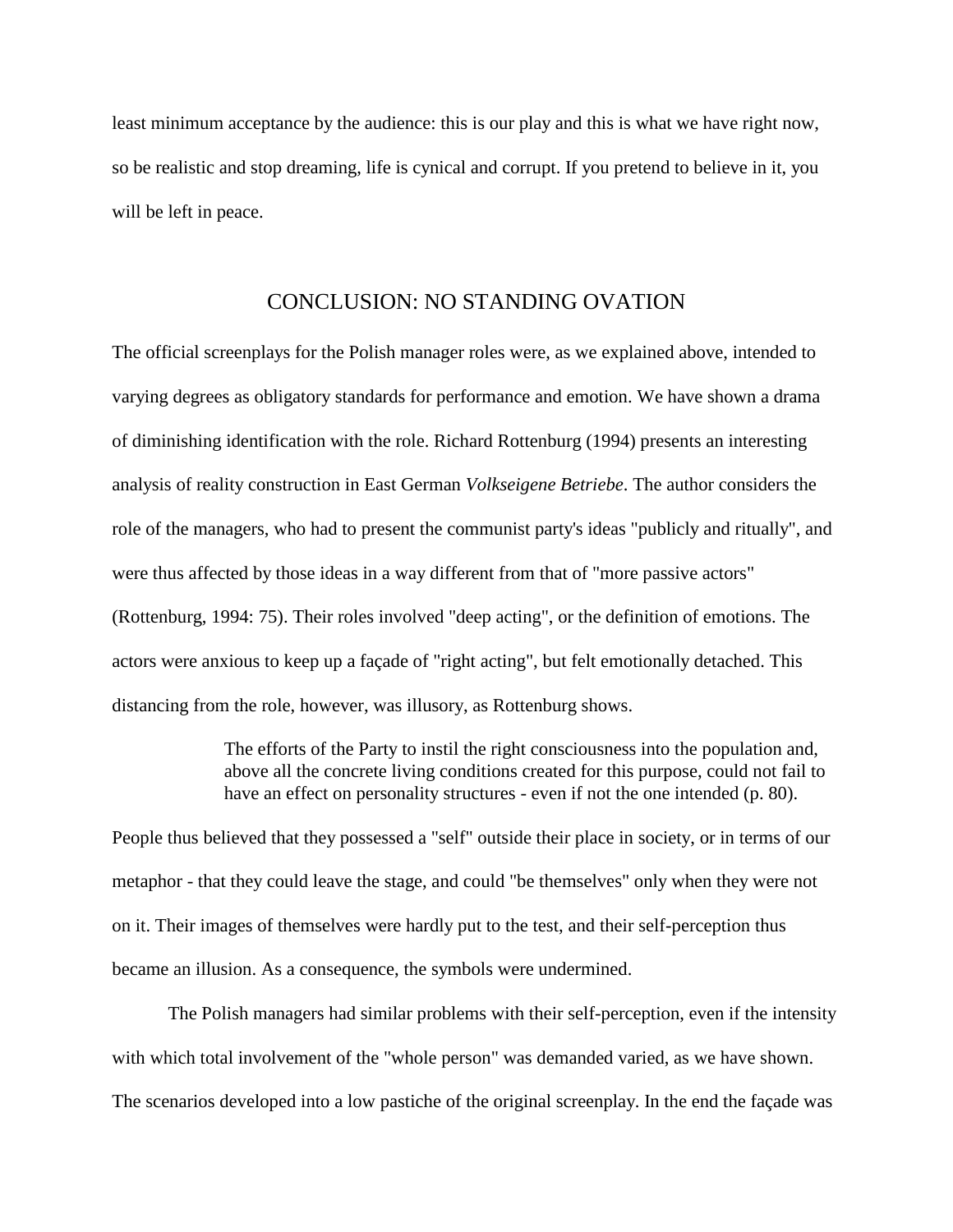least minimum acceptance by the audience: this is our play and this is what we have right now, so be realistic and stop dreaming, life is cynical and corrupt. If you pretend to believe in it, you will be left in peace.

## CONCLUSION: NO STANDING OVATION

The official screenplays for the Polish manager roles were, as we explained above, intended to varying degrees as obligatory standards for performance and emotion. We have shown a drama of diminishing identification with the role. Richard Rottenburg (1994) presents an interesting analysis of reality construction in East German *Volkseigene Betriebe*. The author considers the role of the managers, who had to present the communist party's ideas "publicly and ritually", and were thus affected by those ideas in a way different from that of "more passive actors" (Rottenburg, 1994: 75). Their roles involved "deep acting", or the definition of emotions. The actors were anxious to keep up a façade of "right acting", but felt emotionally detached. This distancing from the role, however, was illusory, as Rottenburg shows.

> The efforts of the Party to instil the right consciousness into the population and, above all the concrete living conditions created for this purpose, could not fail to have an effect on personality structures - even if not the one intended (p. 80).

People thus believed that they possessed a "self" outside their place in society, or in terms of our metaphor - that they could leave the stage, and could "be themselves" only when they were not on it. Their images of themselves were hardly put to the test, and their self-perception thus became an illusion. As a consequence, the symbols were undermined.

The Polish managers had similar problems with their self-perception, even if the intensity with which total involvement of the "whole person" was demanded varied, as we have shown. The scenarios developed into a low pastiche of the original screenplay. In the end the façade was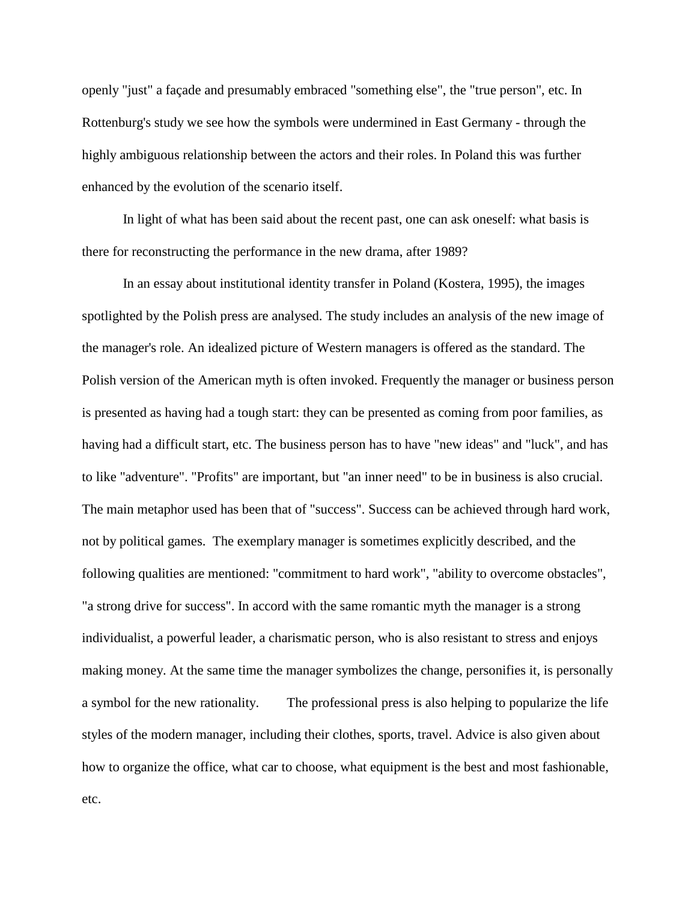openly "just" a façade and presumably embraced "something else", the "true person", etc. In Rottenburg's study we see how the symbols were undermined in East Germany - through the highly ambiguous relationship between the actors and their roles. In Poland this was further enhanced by the evolution of the scenario itself.

In light of what has been said about the recent past, one can ask oneself: what basis is there for reconstructing the performance in the new drama, after 1989?

In an essay about institutional identity transfer in Poland (Kostera, 1995), the images spotlighted by the Polish press are analysed. The study includes an analysis of the new image of the manager's role. An idealized picture of Western managers is offered as the standard. The Polish version of the American myth is often invoked. Frequently the manager or business person is presented as having had a tough start: they can be presented as coming from poor families, as having had a difficult start, etc. The business person has to have "new ideas" and "luck", and has to like "adventure". "Profits" are important, but "an inner need" to be in business is also crucial. The main metaphor used has been that of "success". Success can be achieved through hard work, not by political games. The exemplary manager is sometimes explicitly described, and the following qualities are mentioned: "commitment to hard work", "ability to overcome obstacles", "a strong drive for success". In accord with the same romantic myth the manager is a strong individualist, a powerful leader, a charismatic person, who is also resistant to stress and enjoys making money. At the same time the manager symbolizes the change, personifies it, is personally a symbol for the new rationality. The professional press is also helping to popularize the life styles of the modern manager, including their clothes, sports, travel. Advice is also given about how to organize the office, what car to choose, what equipment is the best and most fashionable, etc.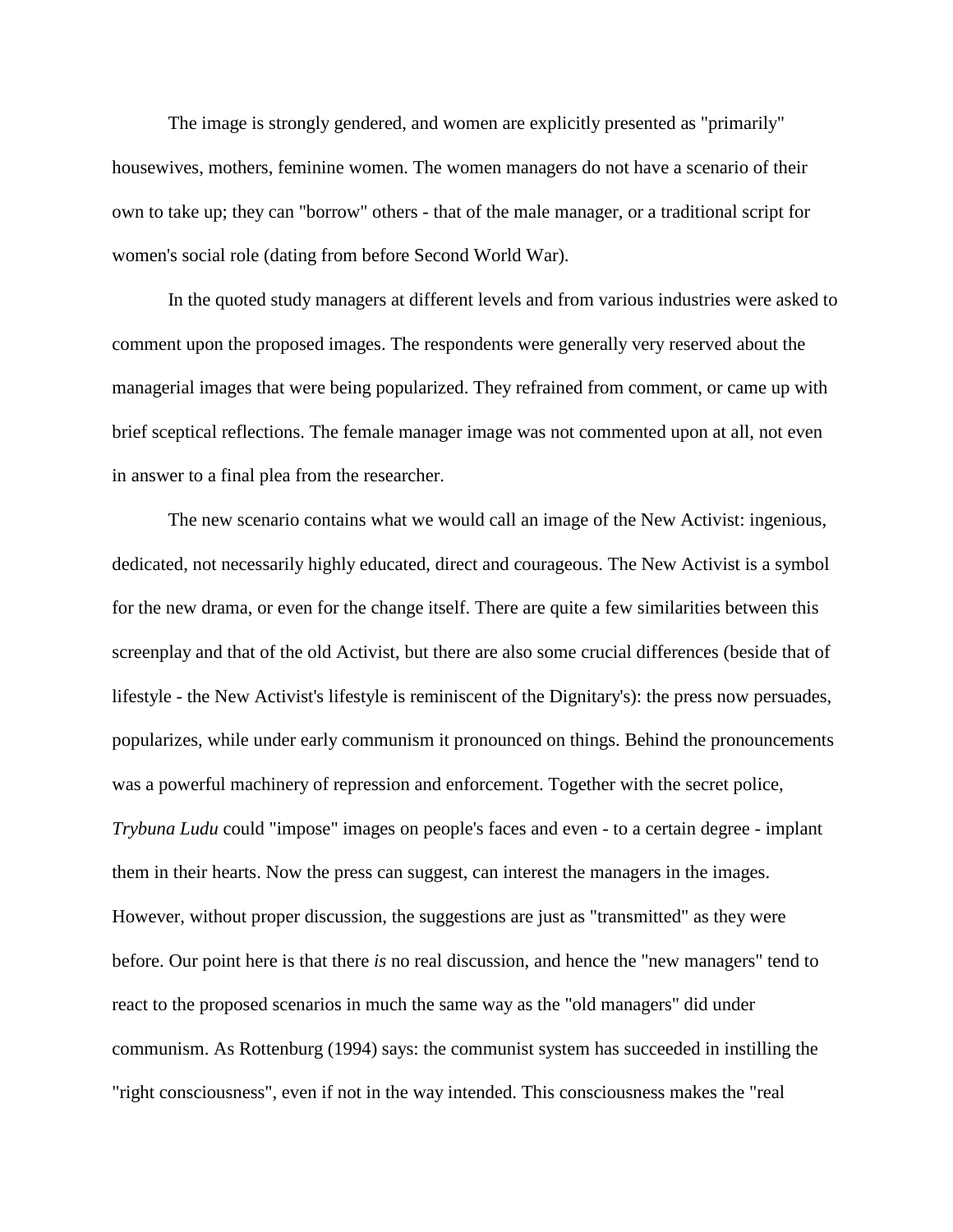The image is strongly gendered, and women are explicitly presented as "primarily" housewives, mothers, feminine women. The women managers do not have a scenario of their own to take up; they can "borrow" others - that of the male manager, or a traditional script for women's social role (dating from before Second World War).

In the quoted study managers at different levels and from various industries were asked to comment upon the proposed images. The respondents were generally very reserved about the managerial images that were being popularized. They refrained from comment, or came up with brief sceptical reflections. The female manager image was not commented upon at all, not even in answer to a final plea from the researcher.

The new scenario contains what we would call an image of the New Activist: ingenious, dedicated, not necessarily highly educated, direct and courageous. The New Activist is a symbol for the new drama, or even for the change itself. There are quite a few similarities between this screenplay and that of the old Activist, but there are also some crucial differences (beside that of lifestyle - the New Activist's lifestyle is reminiscent of the Dignitary's): the press now persuades, popularizes, while under early communism it pronounced on things. Behind the pronouncements was a powerful machinery of repression and enforcement. Together with the secret police, *Trybuna Ludu* could "impose" images on people's faces and even - to a certain degree - implant them in their hearts. Now the press can suggest, can interest the managers in the images. However, without proper discussion, the suggestions are just as "transmitted" as they were before. Our point here is that there *is* no real discussion, and hence the "new managers" tend to react to the proposed scenarios in much the same way as the "old managers" did under communism. As Rottenburg (1994) says: the communist system has succeeded in instilling the "right consciousness", even if not in the way intended. This consciousness makes the "real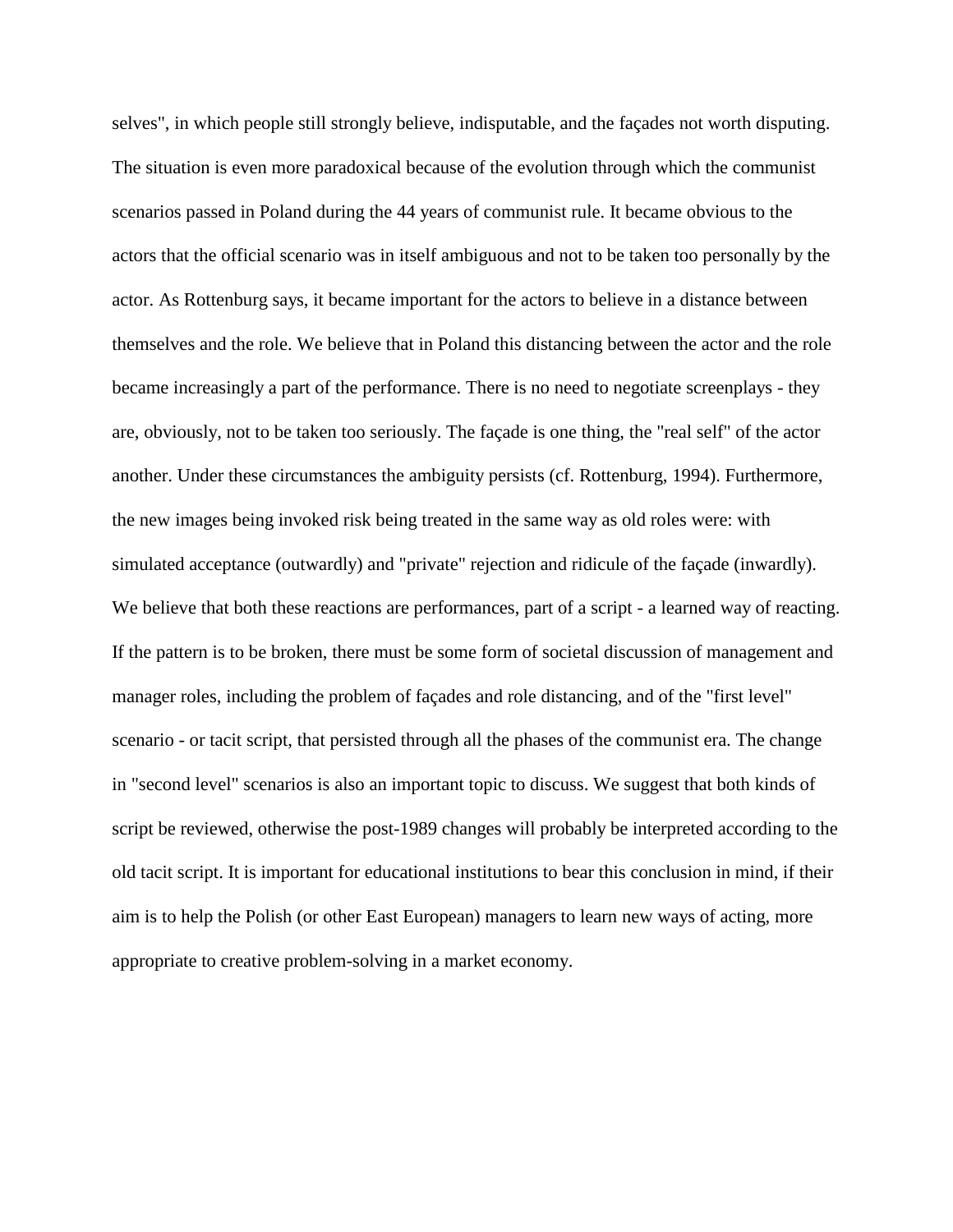selves", in which people still strongly believe, indisputable, and the façades not worth disputing. The situation is even more paradoxical because of the evolution through which the communist scenarios passed in Poland during the 44 years of communist rule. It became obvious to the actors that the official scenario was in itself ambiguous and not to be taken too personally by the actor. As Rottenburg says, it became important for the actors to believe in a distance between themselves and the role. We believe that in Poland this distancing between the actor and the role became increasingly a part of the performance. There is no need to negotiate screenplays - they are, obviously, not to be taken too seriously. The façade is one thing, the "real self" of the actor another. Under these circumstances the ambiguity persists (cf. Rottenburg, 1994). Furthermore, the new images being invoked risk being treated in the same way as old roles were: with simulated acceptance (outwardly) and "private" rejection and ridicule of the façade (inwardly). We believe that both these reactions are performances, part of a script - a learned way of reacting. If the pattern is to be broken, there must be some form of societal discussion of management and manager roles, including the problem of façades and role distancing, and of the "first level" scenario - or tacit script, that persisted through all the phases of the communist era. The change in "second level" scenarios is also an important topic to discuss. We suggest that both kinds of script be reviewed, otherwise the post-1989 changes will probably be interpreted according to the old tacit script. It is important for educational institutions to bear this conclusion in mind, if their aim is to help the Polish (or other East European) managers to learn new ways of acting, more appropriate to creative problem-solving in a market economy.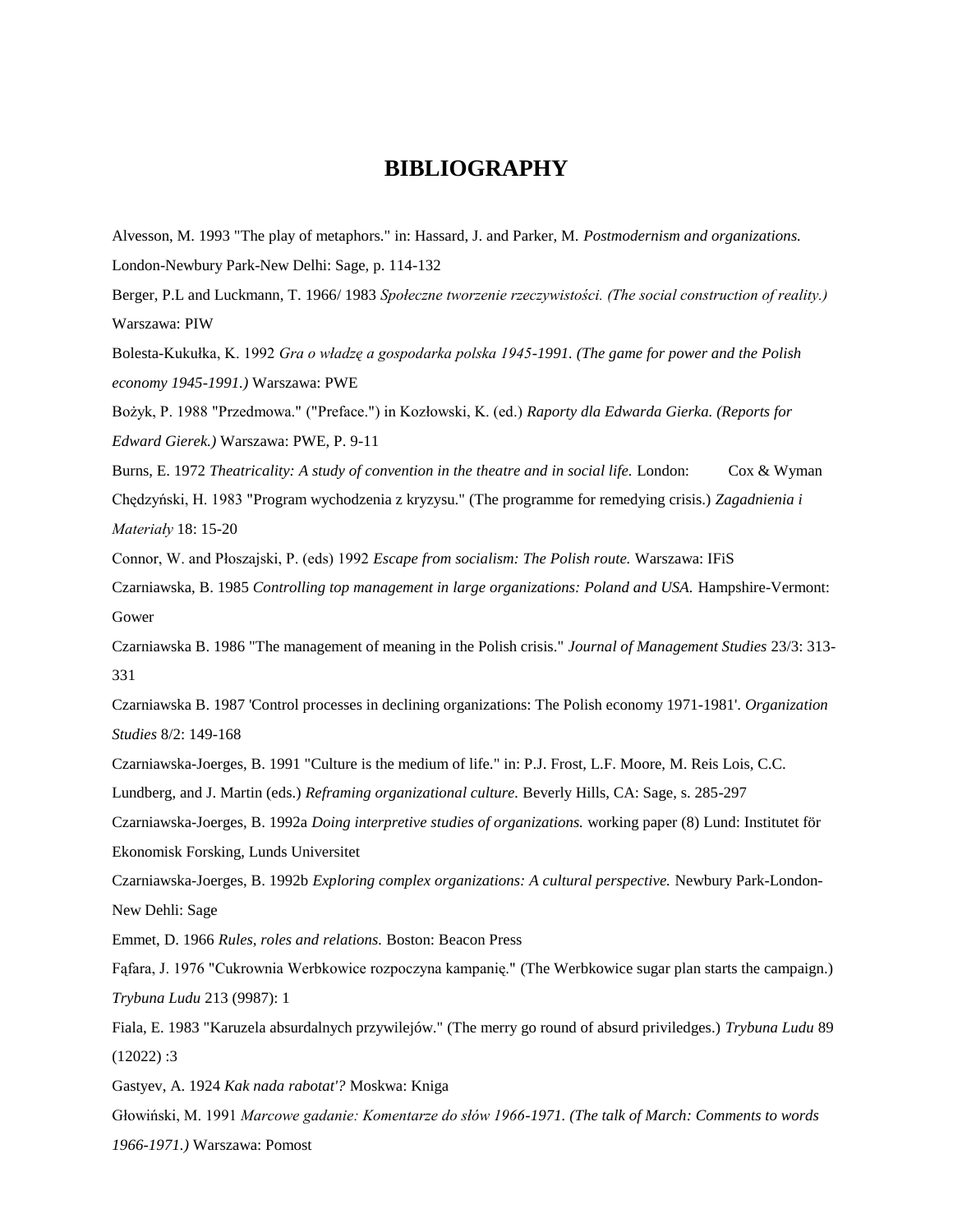# BIBLIOGRAPHY

Alvesson, M. 1993 "The play of metaphors." in: Hassard, J. and Parker, M. *Postmodernism and organizations.* London-Newbury Park-New Delhi: Sage, p. 114-132

Berger, P.L and Luckmann, T. 1966/ 1983 *Społeczne tworzenie rzeczywistości. (The social construction of reality.)* Warszawa: PIW

Bolesta-Kukułka, K. 1992 *Gra o władzę a gospodarka polska 1945-1991. (The game for power and the Polish economy 1945-1991.)* Warszawa: PWE

Bożyk, P. 1988 "Przedmowa." ("Preface.") in Kozłowski, K. (ed.) *Raporty dla Edwarda Gierka. (Reports for Edward Gierek.)* Warszawa: PWE, P. 9-11

Burns, E. 1972 *Theatricality: A study of convention in the theatre and in social life.* London: Cox & Wyman

Chędzyński, H. 1983 "Program wychodzenia z kryzysu." (The programme for remedying crisis.) *Zagadnienia i Materiały* 18: 15-20

Connor, W. and Płoszajski, P. (eds) 1992 *Escape from socialism: The Polish route.* Warszawa: IFiS

Czarniawska, B. 1985 *Controlling top management in large organizations: Poland and USA.* Hampshire-Vermont: Gower

Czarniawska B. 1986 "The management of meaning in the Polish crisis." *Journal of Management Studies* 23/3: 313-331

Czarniawska B. 1987 'Control processes in declining organizations: The Polish economy 1971-1981'. *Organization Studies* 8/2: 149-168

Czarniawska-Joerges, B. 1991 "Culture is the medium of life." in: P.J. Frost, L.F. Moore, M. Reis Lois, C.C. Lundberg, and J. Martin (eds.) *Reframing organizational culture.* Beverly Hills, CA: Sage, s. 285-297

Czarniawska-Joerges, B. 1992a *Doing interpretive studies of organizations.* working paper (8) Lund: Institutet för Ekonomisk Forsking, Lunds Universitet

Czarniawska-Joerges, B. 1992b *Exploring complex organizations: A cultural perspective.* Newbury Park-London-New Dehli: Sage

Emmet, D. 1966 *Rules, roles and relations.* Boston: Beacon Press

Fąfara, J. 1976 "Cukrownia Werbkowice rozpoczyna kampanię." (The Werbkowice sugar plan starts the campaign.) *Trybuna Ludu* 213 (9987): 1

Fiala, E. 1983 "Karuzela absurdalnych przywilejów." (The merry go round of absurd priviledges.) *Trybuna Ludu* 89 (12022) :3

Gastyev, A. 1924 *Kak nada rabotat'?* Moskwa: Kniga

Głowiński, M. 1991 *Marcowe gadanie: Komentarze do słów 1966-1971. (The talk of March: Comments to words 1966-1971.)* Warszawa: Pomost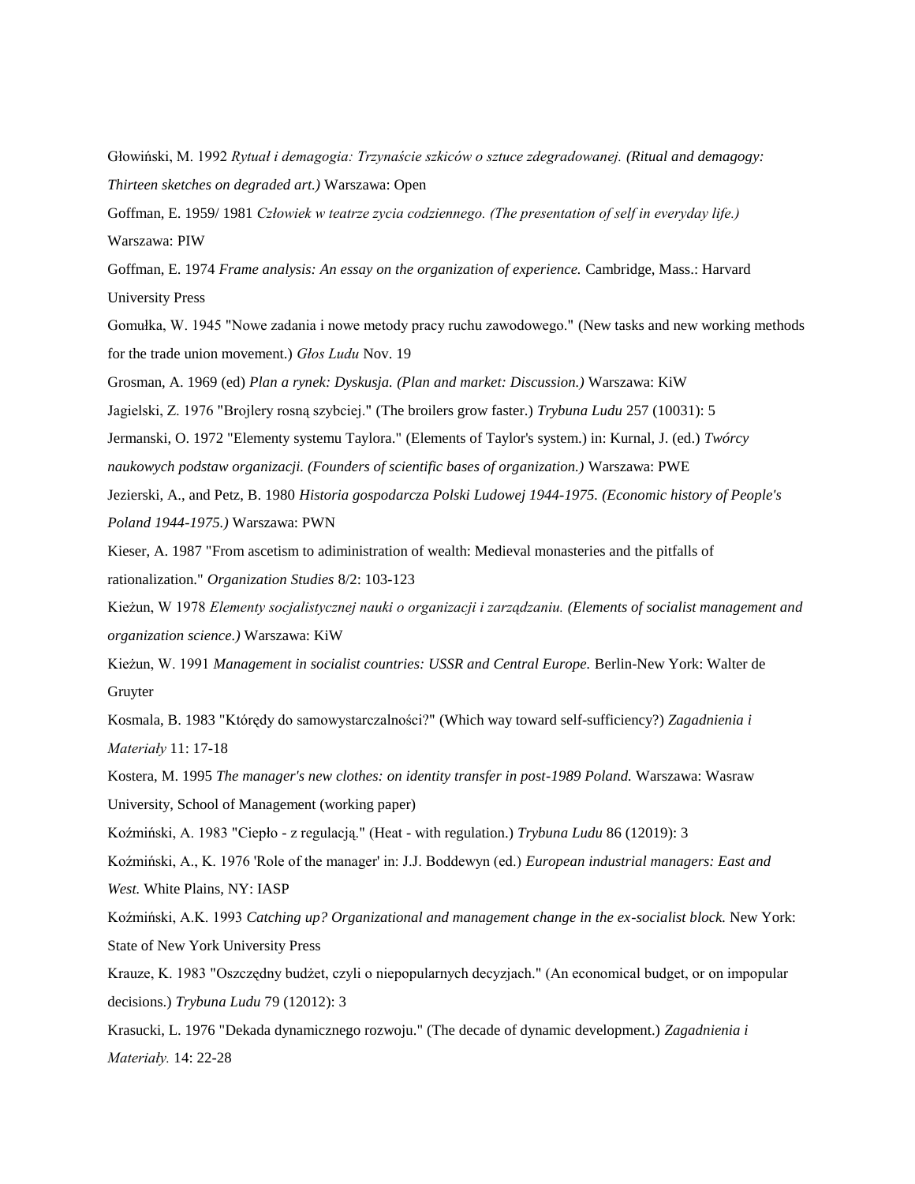Głowiński, M. 1992 *Rytuał i demagogia: Trzynaście szkiców o sztuce zdegradowanej. (Ritual and demagogy: Thirteen sketches on degraded art.)* Warszawa: Open

Goffman, E. 1959/ 1981 *Człowiek w teatrze zycia codziennego. (The presentation of self in everyday life.)* Warszawa: PIW

Goffman, E. 1974 *Frame analysis: An essay on the organization of experience.* Cambridge, Mass.: Harvard University Press

Gomułka, W. 1945 "Nowe zadania i nowe metody pracy ruchu zawodowego." (New tasks and new working methods for the trade union movement.) *Głos Ludu* Nov. 19

Grosman, A. 1969 (ed) *Plan a rynek: Dyskusja. (Plan and market: Discussion.)* Warszawa: KiW

Jagielski, Z. 1976 "Brojlery rosną szybciej." (The broilers grow faster.) *Trybuna Ludu* 257 (10031): 5

Jermanski, O. 1972 "Elementy systemu Taylora." (Elements of Taylor's system.) in: Kurnal, J. (ed.) *Twórcy naukowych podstaw organizacji. (Founders of scientific bases of organization.)* Warszawa: PWE

Jezierski, A., and Petz, B. 1980 *Historia gospodarcza Polski Ludowej 1944-1975. (Economic history of People's Poland 1944-1975.)* Warszawa: PWN

Kieser, A. 1987 "From ascetism to adiministration of wealth: Medieval monasteries and the pitfalls of rationalization." *Organization Studies* 8/2: 103-123

Kieżun, W 1978 *Elementy socjalistycznej nauki o organizacji i zarządzaniu. (Elements of socialist management and organization science.)* Warszawa: KiW

Kieżun, W. 1991 *Management in socialist countries: USSR and Central Europe.* Berlin-New York: Walter de Gruyter

Kosmala, B. 1983 "Którędy do samowystarczalności?" (Which way toward self-sufficiency?) *Zagadnienia i Materiały* 11: 17-18

Kostera, M. 1995 *The manager's new clothes: on identity transfer in post-1989 Poland.* Warszawa: Wasraw University, School of Management (working paper)

Koźmiński, A. 1983 "Ciepło - z regulacją." (Heat - with regulation.) *Trybuna Ludu* 86 (12019): 3

Koźmiński, A., K. 1976 'Role of the manager' in: J.J. Boddewyn (ed.) *European industrial managers: East and West.* White Plains, NY: IASP

Koźmiński, A.K. 1993 *Catching up? Organizational and management change in the ex-socialist block.* New York: State of New York University Press

Krauze, K. 1983 "Oszczędny budżet, czyli o niepopularnych decyzjach." (An economical budget, or on impopular decisions.) *Trybuna Ludu* 79 (12012): 3

Krasucki, L. 1976 "Dekada dynamicznego rozwoju." (The decade of dynamic development.) *Zagadnienia i Materiały.* 14: 22-28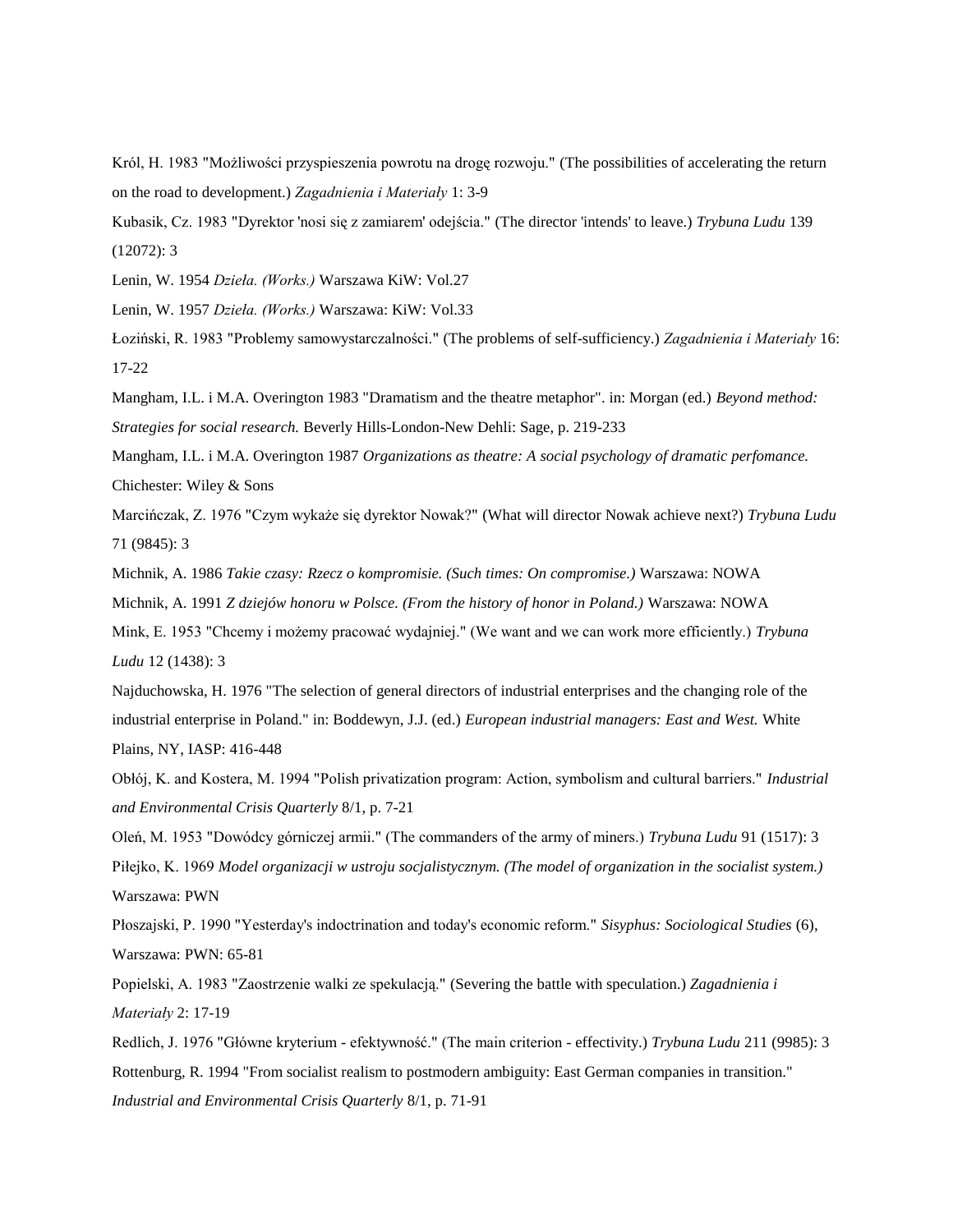Król, H. 1983 "Możliwości przyspieszenia powrotu na drogę rozwoju." (The possibilities of accelerating the return on the road to development.) *Zagadnienia i Materiały* 1: 3-9

Kubasik, Cz. 1983 "Dyrektor 'nosi się z zamiarem' odejścia." (The director 'intends' to leave.) *Trybuna Ludu* 139 (12072): 3

Lenin, W. 1954 *Dzieła. (Works.)* Warszawa KiW: Vol.27

Lenin, W. 1957 *Dzieła. (Works.)* Warszawa: KiW: Vol.33

Łoziński, R. 1983 "Problemy samowystarczalności." (The problems of self-sufficiency.) *Zagadnienia i Materiały* 16: 17-22

Mangham, I.L. i M.A. Overington 1983 "Dramatism and the theatre metaphor". in: Morgan (ed.) *Beyond method: Strategies for social research.* Beverly Hills-London-New Dehli: Sage, p. 219-233

Mangham, I.L. i M.A. Overington 1987 *Organizations as theatre: A social psychology of dramatic perfomance.* Chichester: Wiley & Sons

Marcińczak, Z. 1976 "Czym wykaże się dyrektor Nowak?" (What will director Nowak achieve next?) *Trybuna Ludu* 71 (9845): 3

Michnik, A. 1986 *Takie czasy: Rzecz o kompromisie. (Such times: On compromise.)* Warszawa: NOWA

Michnik, A. 1991 *Z dziejów honoru w Polsce. (From the history of honor in Poland.)* Warszawa: NOWA

Mink, E. 1953 "Chcemy i możemy pracować wydajniej." (We want and we can work more efficiently.) *Trybuna Ludu* 12 (1438): 3

Najduchowska, H. 1976 "The selection of general directors of industrial enterprises and the changing role of the industrial enterprise in Poland." in: Boddewyn, J.J. (ed.) *European industrial managers: East and West.* White Plains, NY, IASP: 416-448

Obłój, K. and Kostera, M. 1994 "Polish privatization program: Action, symbolism and cultural barriers." *Industrial and Environmental Crisis Quarterly* 8/1, p. 7-21

Oleń, M. 1953 "Dowódcy górniczej armii." (The commanders of the army of miners.) *Trybuna Ludu* 91 (1517): 3

Piłejko, K. 1969 *Model organizacji w ustroju socjalistycznym. (The model of organization in the socialist system.)* Warszawa: PWN

Płoszajski, P. 1990 "Yesterday's indoctrination and today's economic reform." *Sisyphus: Sociological Studies* (6), Warszawa: PWN: 65-81

Popielski, A. 1983 "Zaostrzenie walki ze spekulacją." (Severing the battle with speculation.) *Zagadnienia i Materiały* 2: 17-19

Redlich, J. 1976 "Główne kryterium - efektywność." (The main criterion - effectivity.) *Trybuna Ludu* 211 (9985): 3

Rottenburg, R. 1994 "From socialist realism to postmodern ambiguity: East German companies in transition." *Industrial and Environmental Crisis Quarterly* 8/1, p. 71-91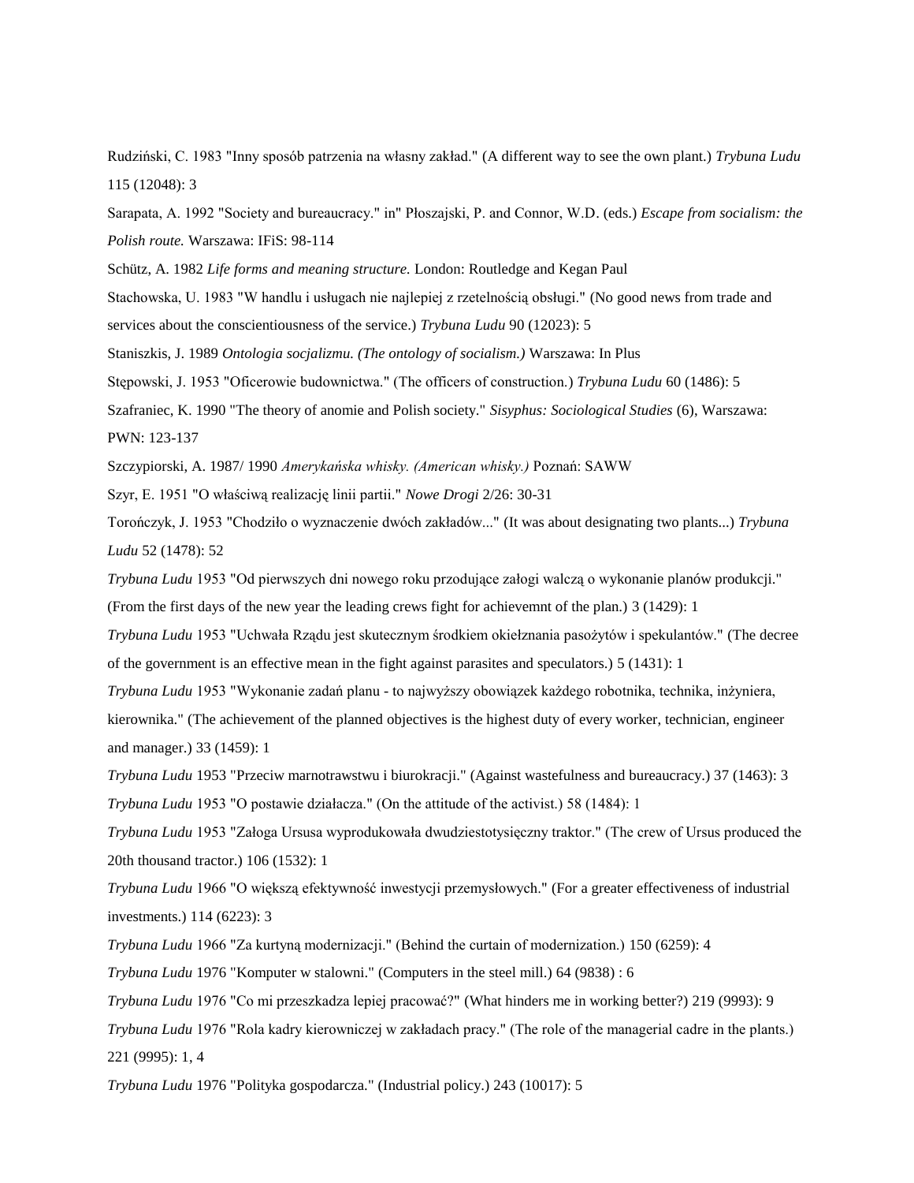Rudziński, C. 1983 "Inny sposób patrzenia na własny zakład." (A different way to see the own plant.) *Trybuna Ludu* 115 (12048): 3

Sarapata, A. 1992 "Society and bureaucracy." in" Płoszajski, P. and Connor, W.D. (eds.) *Escape from socialism: the Polish route.* Warszawa: IFiS: 98-114

Schütz, A. 1982 *Life forms and meaning structure.* London: Routledge and Kegan Paul

Stachowska, U. 1983 "W handlu i usługach nie najlepiej z rzetelnością obsługi." (No good news from trade and services about the conscientiousness of the service.) *Trybuna Ludu* 90 (12023): 5

Staniszkis, J. 1989 *Ontologia socjalizmu. (The ontology of socialism.)* Warszawa: In Plus

Stępowski, J. 1953 "Oficerowie budownictwa." (The officers of construction.) *Trybuna Ludu* 60 (1486): 5

Szafraniec, K. 1990 "The theory of anomie and Polish society." *Sisyphus: Sociological Studies* (6), Warszawa: PWN: 123-137

Szczypiorski, A. 1987/ 1990 *Amerykańska whisky. (American whisky.)* Poznań: SAWW

Szyr, E. 1951 "O właściwą realizację linii partii." *Nowe Drogi* 2/26: 30-31

Torończyk, J. 1953 "Chodziło o wyznaczenie dwóch zakładów..." (It was about designating two plants...) *Trybuna Ludu* 52 (1478): 52

*Trybuna Ludu* 1953 "Od pierwszych dni nowego roku przodujące załogi walczą o wykonanie planów produkcji." (From the first days of the new year the leading crews fight for achievemnt of the plan.) 3 (1429): 1

*Trybuna Ludu* 1953 "Uchwała Rządu jest skutecznym środkiem okiełznania pasożytów i spekulantów." (The decree of the government is an effective mean in the fight against parasites and speculators.) 5 (1431): 1

*Trybuna Ludu* 1953 "Wykonanie zadań planu - to najwyższy obowiązek każdego robotnika, technika, inżyniera, kierownika." (The achievement of the planned objectives is the highest duty of every worker, technician, engineer and manager.) 33 (1459): 1

*Trybuna Ludu* 1953 "Przeciw marnotrawstwu i biurokracji." (Against wastefulness and bureaucracy.) 37 (1463): 3

*Trybuna Ludu* 1953 "O postawie działacza." (On the attitude of the activist.) 58 (1484): 1

*Trybuna Ludu* 1953 "Załoga Ursusa wyprodukowała dwudziestotysięczny traktor." (The crew of Ursus produced the 20th thousand tractor.) 106 (1532): 1

*Trybuna Ludu* 1966 "O większą efektywność inwestycji przemysłowych." (For a greater effectiveness of industrial investments.) 114 (6223): 3

*Trybuna Ludu* 1966 "Za kurtyną modernizacji." (Behind the curtain of modernization.) 150 (6259): 4

*Trybuna Ludu* 1976 "Komputer w stalowni." (Computers in the steel mill.) 64 (9838) : 6

*Trybuna Ludu* 1976 "Co mi przeszkadza lepiej pracować?" (What hinders me in working better?) 219 (9993): 9

*Trybuna Ludu* 1976 "Rola kadry kierowniczej w zakładach pracy." (The role of the managerial cadre in the plants.) 221 (9995): 1, 4

*Trybuna Ludu* 1976 "Polityka gospodarcza." (Industrial policy.) 243 (10017): 5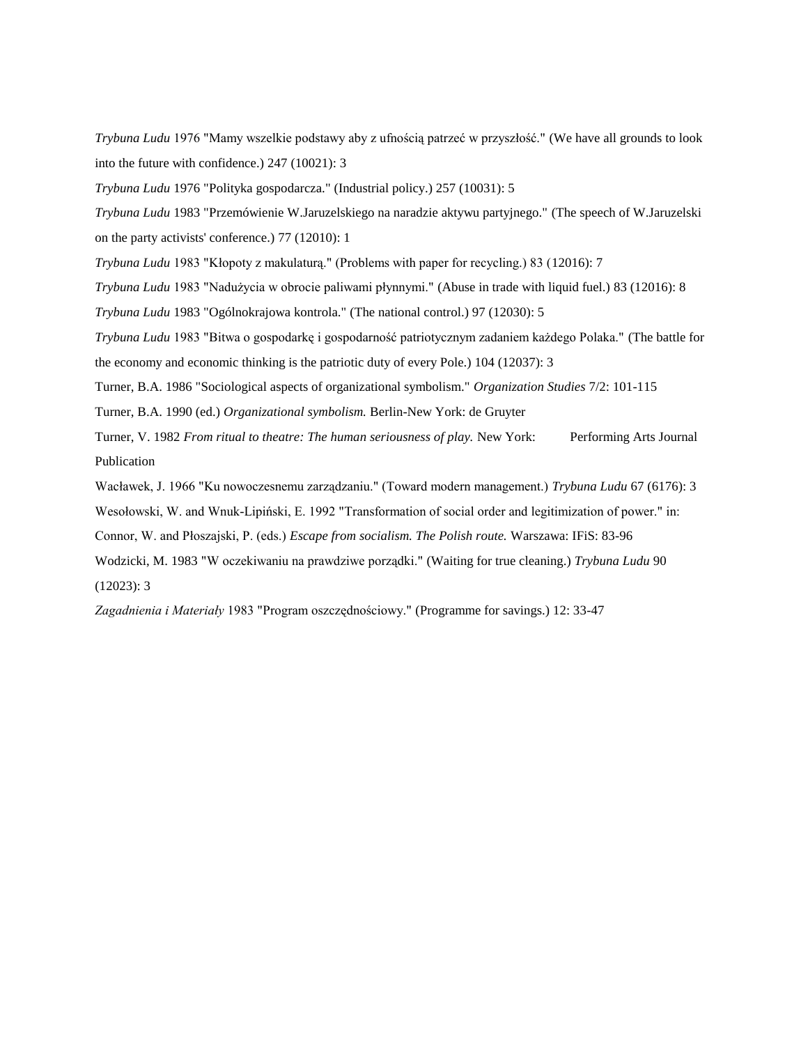*Trybuna Ludu* 1976 "Mamy wszelkie podstawy aby z ufnością patrzeć w przyszłość." (We have all grounds to look into the future with confidence.) 247 (10021): 3

*Trybuna Ludu* 1976 "Polityka gospodarcza." (Industrial policy.) 257 (10031): 5

*Trybuna Ludu* 1983 "Przemówienie W.Jaruzelskiego na naradzie aktywu partyjnego." (The speech of W.Jaruzelski on the party activists' conference.) 77 (12010): 1

*Trybuna Ludu* 1983 "Kłopoty z makulaturą." (Problems with paper for recycling.) 83 (12016): 7

*Trybuna Ludu* 1983 "Nadużycia w obrocie paliwami płynnymi." (Abuse in trade with liquid fuel.) 83 (12016): 8

*Trybuna Ludu* 1983 "Ogólnokrajowa kontrola." (The national control.) 97 (12030): 5

*Trybuna Ludu* 1983 "Bitwa o gospodarkę i gospodarność patriotycznym zadaniem każdego Polaka." (The battle for the economy and economic thinking is the patriotic duty of every Pole.) 104 (12037): 3

Turner, B.A. 1986 "Sociological aspects of organizational symbolism." *Organization Studies* 7/2: 101-115

Turner, B.A. 1990 (ed.) *Organizational symbolism.* Berlin-New York: de Gruyter

Turner, V. 1982 *From ritual to theatre: The human seriousness of play.* New York: Performing Arts Journal Publication

Wacławek, J. 1966 "Ku nowoczesnemu zarządzaniu." (Toward modern management.) *Trybuna Ludu* 67 (6176): 3

Wesołowski, W. and Wnuk-Lipiński, E. 1992 "Transformation of social order and legitimization of power." in: Connor, W. and Płoszajski, P. (eds.) *Escape from socialism. The Polish route.* Warszawa: IFiS: 83-96

Wodzicki, M. 1983 "W oczekiwaniu na prawdziwe porządki." (Waiting for true cleaning.) *Trybuna Ludu* 90 (12023): 3

*Zagadnienia i Materiały* 1983 "Program oszczędnościowy." (Programme for savings.) 12: 33-47